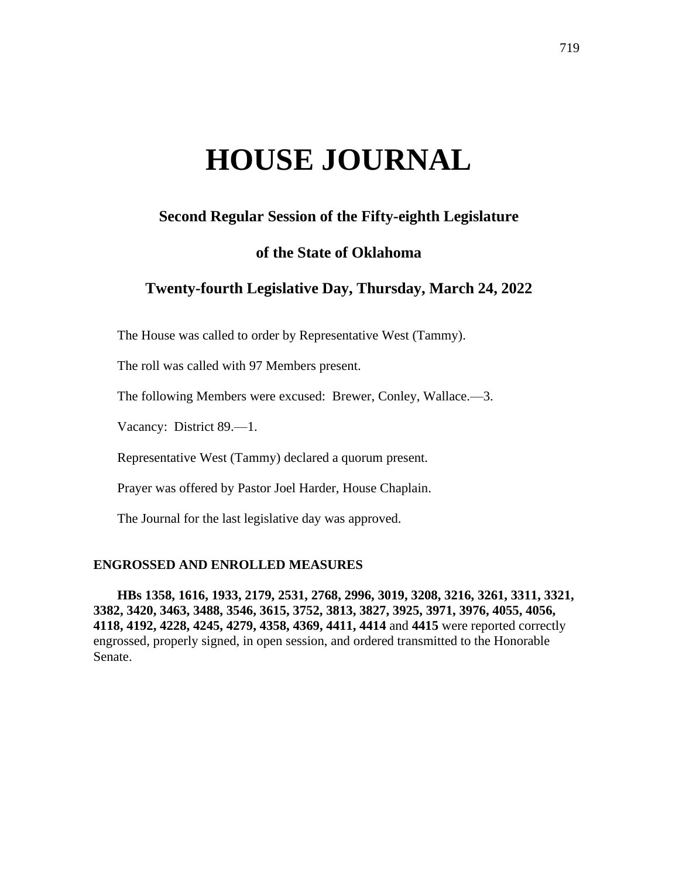# HOUSE JOURNAL

## Second Regular Session of the Fifty-eighth Legislature

## of the State of Oklahoma

## Twenty-fourth Legislative Day, Thursday, March 24, 2022

The House was called to order by Representative West (Tammy).

The roll was called with 97 Members present.

The following Members were excused: Brewer, Conley, Wallace.—3.

Vacancy: District 89.—1.

Representative West (Tammy) declared a quorum present.

Prayer was offered by Pastor Joel Harder, House Chaplain.

The Journal for the last legislative day was approved.

### ENGROSSED AND ENROLLED MEASURES

**HBs 1358, 1616, 1933, 2179, 2531, 2768, 2996, 3019, 3208, 3216, 3261, 3311, 3321, 3382, 3420, 3463, 3488, 3546, 3615, 3752, 3813, 3827, 3925, 3971, 3976, 4055, 4056, 4118, 4192, 4228, 4245, 4279, 4358, 4369, 4411, 4414** and **4415** were reported correctly engrossed, properly signed, in open session, and ordered transmitted to the Honorable Senate.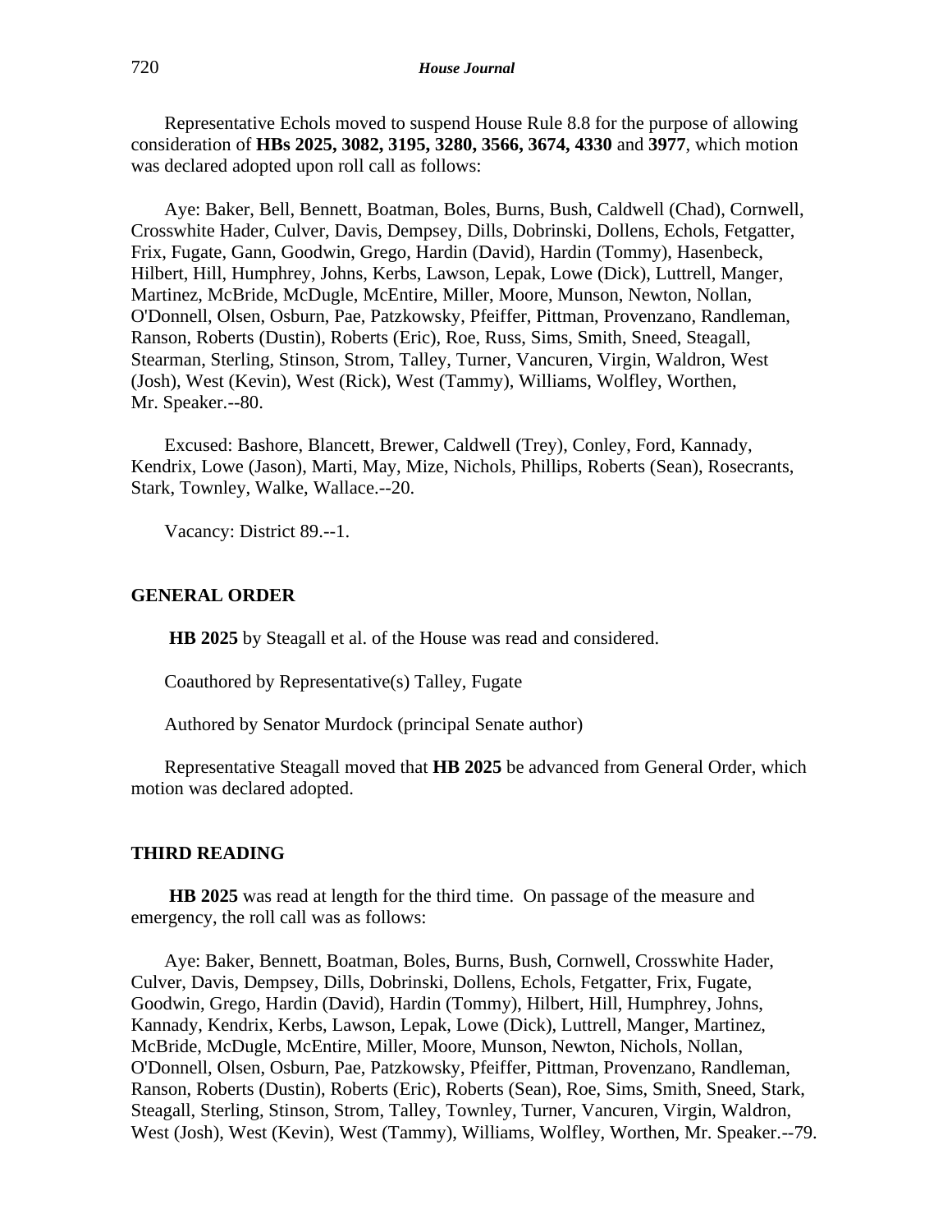Representative Echols moved to suspend House Rule 8.8 for the purpose of allowing consideration of **HBs 2025, 3082, 3195, 3280, 3566, 3674, 4330** and **3977**, which motion was declared adopted upon roll call as follows:

Aye: Baker, Bell, Bennett, Boatman, Boles, Burns, Bush, Caldwell (Chad), Cornwell, Crosswhite Hader, Culver, Davis, Dempsey, Dills, Dobrinski, Dollens, Echols, Fetgatter, Frix, Fugate, Gann, Goodwin, Grego, Hardin (David), Hardin (Tommy), Hasenbeck, Hilbert, Hill, Humphrey, Johns, Kerbs, Lawson, Lepak, Lowe (Dick), Luttrell, Manger, Martinez, McBride, McDugle, McEntire, Miller, Moore, Munson, Newton, Nollan, O'Donnell, Olsen, Osburn, Pae, Patzkowsky, Pfeiffer, Pittman, Provenzano, Randleman, Ranson, Roberts (Dustin), Roberts (Eric), Roe, Russ, Sims, Smith, Sneed, Steagall, Stearman, Sterling, Stinson, Strom, Talley, Turner, Vancuren, Virgin, Waldron, West (Josh), West (Kevin), West (Rick), West (Tammy), Williams, Wolfley, Worthen, Mr. Speaker.--80.

Excused: Bashore, Blancett, Brewer, Caldwell (Trey), Conley, Ford, Kannady, Kendrix, Lowe (Jason), Marti, May, Mize, Nichols, Phillips, Roberts (Sean), Rosecrants, Stark, Townley, Walke, Wallace.--20.

Vacancy: District 89.--1.

## GENERAL ORDER

**HB 2025** by Steagall et al. of the House was read and considered.

Coauthored by Representative(s) Talley, Fugate

Authored by Senator Murdock (principal Senate author)

Representative Steagall moved that **HB 2025** be advanced from General Order, which motion was declared adopted.

## THIRD READING

**HB 2025** was read at length for the third time. On passage of the measure and emergency, the roll call was as follows:

Aye: Baker, Bennett, Boatman, Boles, Burns, Bush, Cornwell, Crosswhite Hader, Culver, Davis, Dempsey, Dills, Dobrinski, Dollens, Echols, Fetgatter, Frix, Fugate, Goodwin, Grego, Hardin (David), Hardin (Tommy), Hilbert, Hill, Humphrey, Johns, Kannady, Kendrix, Kerbs, Lawson, Lepak, Lowe (Dick), Luttrell, Manger, Martinez, McBride, McDugle, McEntire, Miller, Moore, Munson, Newton, Nichols, Nollan, O'Donnell, Olsen, Osburn, Pae, Patzkowsky, Pfeiffer, Pittman, Provenzano, Randleman, Ranson, Roberts (Dustin), Roberts (Eric), Roberts (Sean), Roe, Sims, Smith, Sneed, Stark, Steagall, Sterling, Stinson, Strom, Talley, Townley, Turner, Vancuren, Virgin, Waldron, West (Josh), West (Kevin), West (Tammy), Williams, Wolfley, Worthen, Mr. Speaker.--79.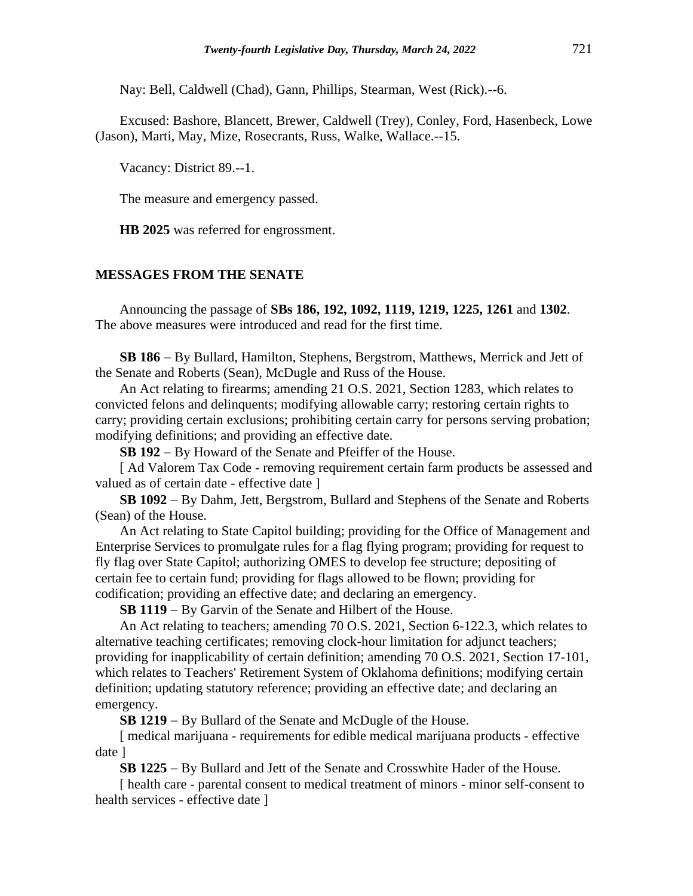Nay: Bell, Caldwell (Chad), Gann, Phillips, Stearman, West (Rick).--6.

Excused: Bashore, Blancett, Brewer, Caldwell (Trey), Conley, Ford, Hasenbeck, Lowe (Jason), Marti, May, Mize, Rosecrants, Russ, Walke, Wallace.--15.

Vacancy: District 89.--1.

The measure and emergency passed.

**HB 2025** was referred for engrossment.

## MESSAGES FROM THE SENATE

Announcing the passage of **SBs 186, 192, 1092, 1119, 1219, 1225, 1261** and **1302**. The above measures were introduced and read for the first time.

**SB 186** − By Bullard, Hamilton, Stephens, Bergstrom, Matthews, Merrick and Jett of the Senate and Roberts (Sean), McDugle and Russ of the House.

An Act relating to firearms; amending 21 O.S. 2021, Section 1283, which relates to convicted felons and delinquents; modifying allowable carry; restoring certain rights to carry; providing certain exclusions; prohibiting certain carry for persons serving probation; modifying definitions; and providing an effective date.

**SB 192** − By Howard of the Senate and Pfeiffer of the House.

[ Ad Valorem Tax Code - removing requirement certain farm products be assessed and valued as of certain date - effective date ]

**SB 1092** − By Dahm, Jett, Bergstrom, Bullard and Stephens of the Senate and Roberts (Sean) of the House.

An Act relating to State Capitol building; providing for the Office of Management and Enterprise Services to promulgate rules for a flag flying program; providing for request to fly flag over State Capitol; authorizing OMES to develop fee structure; depositing of certain fee to certain fund; providing for flags allowed to be flown; providing for codification; providing an effective date; and declaring an emergency.

**SB 1119** − By Garvin of the Senate and Hilbert of the House.

An Act relating to teachers; amending 70 O.S. 2021, Section 6-122.3, which relates to alternative teaching certificates; removing clock-hour limitation for adjunct teachers; providing for inapplicability of certain definition; amending 70 O.S. 2021, Section 17-101, which relates to Teachers' Retirement System of Oklahoma definitions; modifying certain definition; updating statutory reference; providing an effective date; and declaring an emergency.

**SB 1219** − By Bullard of the Senate and McDugle of the House.

[ medical marijuana - requirements for edible medical marijuana products - effective date ]

**SB 1225** − By Bullard and Jett of the Senate and Crosswhite Hader of the House.

[ health care - parental consent to medical treatment of minors - minor self-consent to health services - effective date ]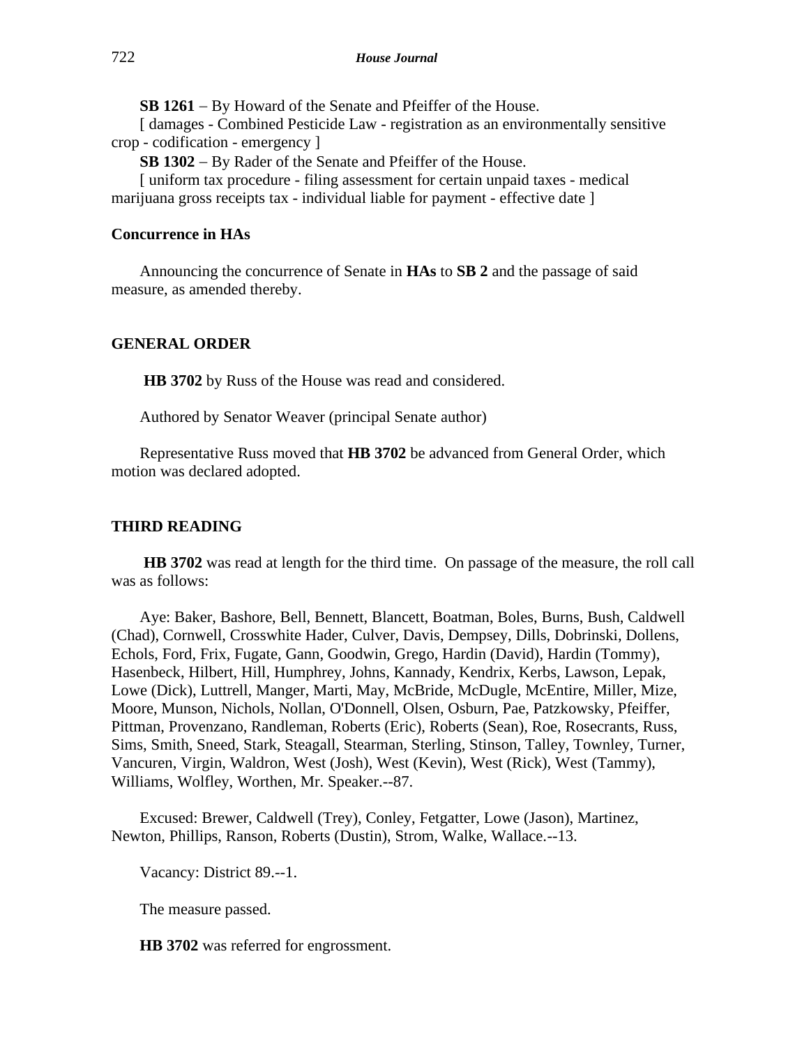**SB 1261** – By Howard of the Senate and Pfeiffer of the House.

[ damages - Combined Pesticide Law - registration as an environmentally sensitive crop - codification - emergency ]

**SB 1302** – By Rader of the Senate and Pfeiffer of the House.

[ uniform tax procedure - filing assessment for certain unpaid taxes - medical marijuana gross receipts tax - individual liable for payment - effective date ]

**Concurrence in HAs**

Announcing the concurrence of Senate in **HAs** to **SB 2** and the passage of said measure, as amended thereby.

**GENERAL ORDER**

**HB 3702** by Russ of the House was read and considered.

Authored by Senator Weaver (principal Senate author)

Representative Russ moved that **HB 3702** be advanced from General Order, which motion was declared adopted.

**THIRD READING**

**HB 3702** was read at length for the third time. On passage of the measure, the roll call was as follows:

Aye: Baker, Bashore, Bell, Bennett, Blancett, Boatman, Boles, Burns, Bush, Caldwell (Chad), Cornwell, Crosswhite Hader, Culver, Davis, Dempsey, Dills, Dobrinski, Dollens, Echols, Ford, Frix, Fugate, Gann, Goodwin, Grego, Hardin (David), Hardin (Tommy), Hasenbeck, Hilbert, Hill, Humphrey, Johns, Kannady, Kendrix, Kerbs, Lawson, Lepak, Lowe (Dick), Luttrell, Manger, Marti, May, McBride, McDugle, McEntire, Miller, Mize, Moore, Munson, Nichols, Nollan, O'Donnell, Olsen, Osburn, Pae, Patzkowsky, Pfeiffer, Pittman, Provenzano, Randleman, Roberts (Eric), Roberts (Sean), Roe, Rosecrants, Russ, Sims, Smith, Sneed, Stark, Steagall, Stearman, Sterling, Stinson, Talley, Townley, Turner, Vancuren, Virgin, Waldron, West (Josh), West (Kevin), West (Rick), West (Tammy), Williams, Wolfley, Worthen, Mr. Speaker.--87.

Excused: Brewer, Caldwell (Trey), Conley, Fetgatter, Lowe (Jason), Martinez, Newton, Phillips, Ranson, Roberts (Dustin), Strom, Walke, Wallace.--13.

Vacancy: District 89.--1.

The measure passed.

**HB 3702** was referred for engrossment.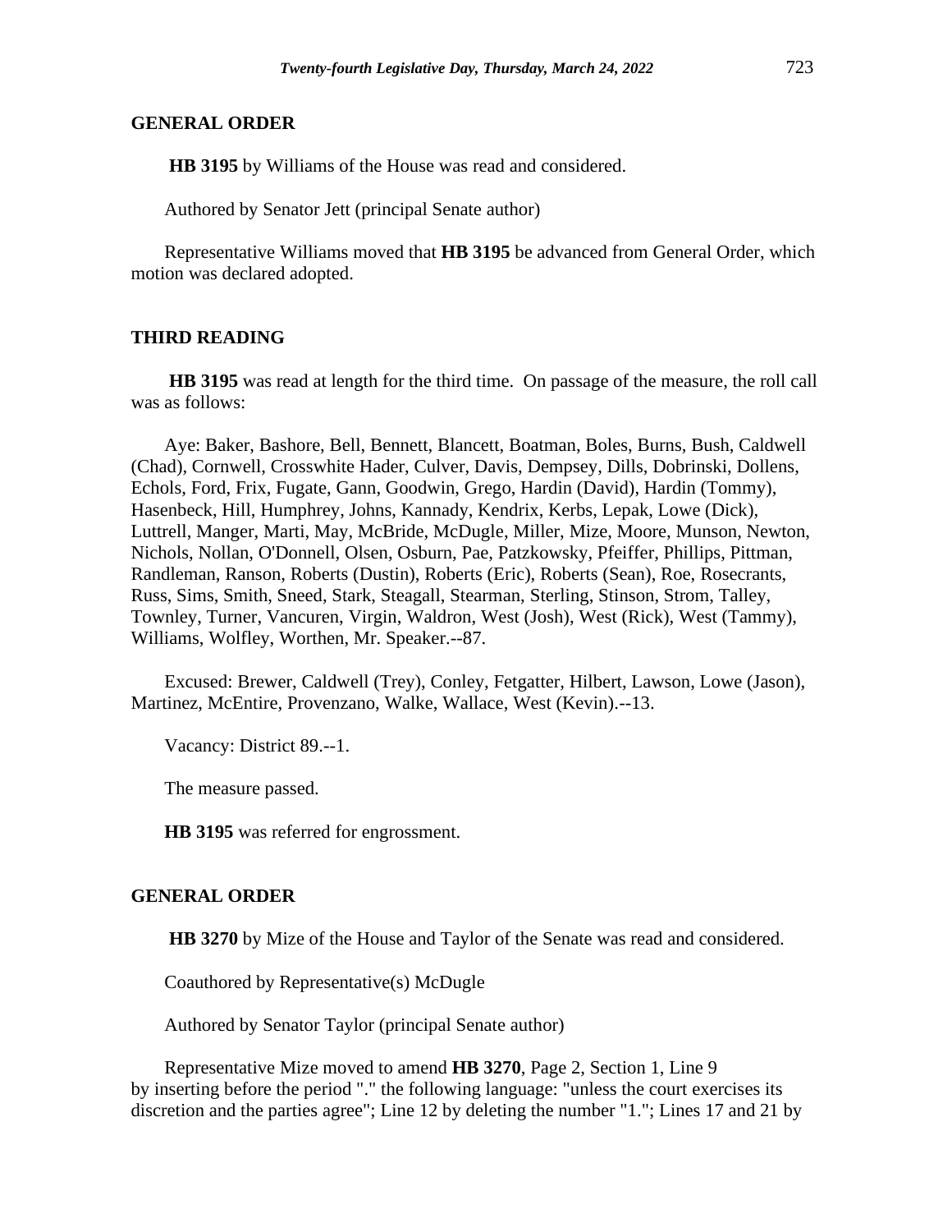## GENERAL ORDER

**HB 3195** by Williams of the House was read and considered.

Authored by Senator Jett (principal Senate author)

Representative Williams moved that **HB 3195** be advanced from General Order, which motion was declared adopted.

## THIRD READING

**HB 3195** was read at length for the third time. On passage of the measure, the roll call was as follows:

Aye: Baker, Bashore, Bell, Bennett, Blancett, Boatman, Boles, Burns, Bush, Caldwell (Chad), Cornwell, Crosswhite Hader, Culver, Davis, Dempsey, Dills, Dobrinski, Dollens, Echols, Ford, Frix, Fugate, Gann, Goodwin, Grego, Hardin (David), Hardin (Tommy), Hasenbeck, Hill, Humphrey, Johns, Kannady, Kendrix, Kerbs, Lepak, Lowe (Dick), Luttrell, Manger, Marti, May, McBride, McDugle, Miller, Mize, Moore, Munson, Newton, Nichols, Nollan, O'Donnell, Olsen, Osburn, Pae, Patzkowsky, Pfeiffer, Phillips, Pittman, Randleman, Ranson, Roberts (Dustin), Roberts (Eric), Roberts (Sean), Roe, Rosecrants, Russ, Sims, Smith, Sneed, Stark, Steagall, Stearman, Sterling, Stinson, Strom, Talley, Townley, Turner, Vancuren, Virgin, Waldron, West (Josh), West (Rick), West (Tammy), Williams, Wolfley, Worthen, Mr. Speaker.--87.

Excused: Brewer, Caldwell (Trey), Conley, Fetgatter, Hilbert, Lawson, Lowe (Jason), Martinez, McEntire, Provenzano, Walke, Wallace, West (Kevin).--13.

Vacancy: District 89.--1.

The measure passed.

**HB 3195** was referred for engrossment.

## GENERAL ORDER

**HB 3270** by Mize of the House and Taylor of the Senate was read and considered.

Coauthored by Representative(s) McDugle

Authored by Senator Taylor (principal Senate author)

Representative Mize moved to amend **HB 3270**, Page 2, Section 1, Line 9 by inserting before the period "." the following language: "unless the court exercises its discretion and the parties agree"; Line 12 by deleting the number "1."; Lines 17 and 21 by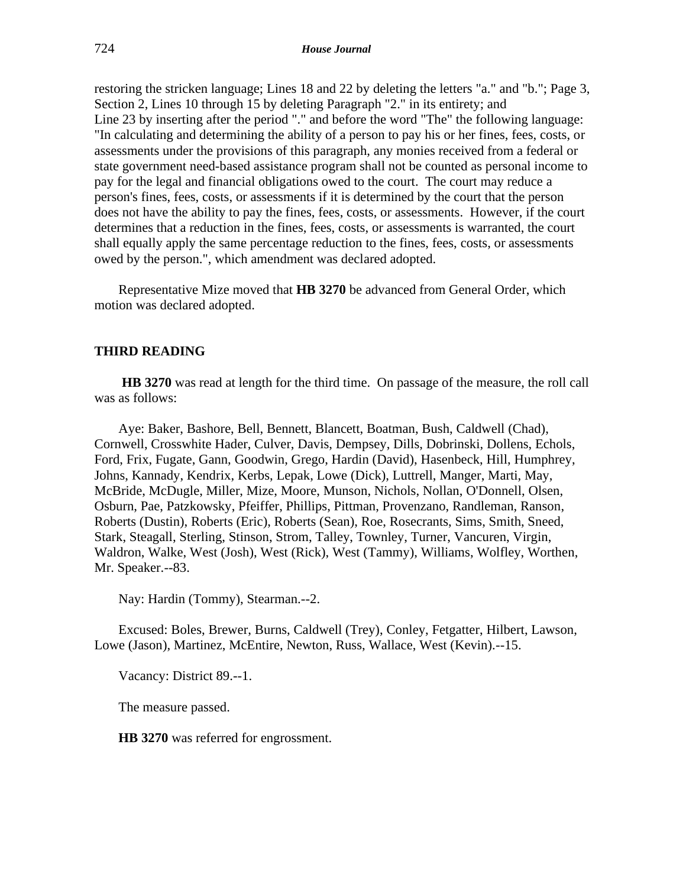restoring the stricken language; Lines 18 and 22 by deleting the letters "a." and "b."; Page 3, Section 2, Lines 10 through 15 by deleting Paragraph "2." in its entirety; and Line 23 by inserting after the period "." and before the word "The" the following language: "In calculating and determining the ability of a person to pay his or her fines, fees, costs, or assessments under the provisions of this paragraph, any monies received from a federal or state government need-based assistance program shall not be counted as personal income to pay for the legal and financial obligations owed to the court. The court may reduce a person's fines, fees, costs, or assessments if it is determined by the court that the person does not have the ability to pay the fines, fees, costs, or assessments. However, if the court determines that a reduction in the fines, fees, costs, or assessments is warranted, the court shall equally apply the same percentage reduction to the fines, fees, costs, or assessments owed by the person.", which amendment was declared adopted.

Representative Mize moved that **HB 3270** be advanced from General Order, which motion was declared adopted.

## THIRD READING

**HB 3270** was read at length for the third time. On passage of the measure, the roll call was as follows:

Aye: Baker, Bashore, Bell, Bennett, Blancett, Boatman, Bush, Caldwell (Chad), Cornwell, Crosswhite Hader, Culver, Davis, Dempsey, Dills, Dobrinski, Dollens, Echols, Ford, Frix, Fugate, Gann, Goodwin, Grego, Hardin (David), Hasenbeck, Hill, Humphrey, Johns, Kannady, Kendrix, Kerbs, Lepak, Lowe (Dick), Luttrell, Manger, Marti, May, McBride, McDugle, Miller, Mize, Moore, Munson, Nichols, Nollan, O'Donnell, Olsen, Osburn, Pae, Patzkowsky, Pfeiffer, Phillips, Pittman, Provenzano, Randleman, Ranson, Roberts (Dustin), Roberts (Eric), Roberts (Sean), Roe, Rosecrants, Sims, Smith, Sneed, Stark, Steagall, Sterling, Stinson, Strom, Talley, Townley, Turner, Vancuren, Virgin, Waldron, Walke, West (Josh), West (Rick), West (Tammy), Williams, Wolfley, Worthen, Mr. Speaker.--83.

Nay: Hardin (Tommy), Stearman.--2.

Excused: Boles, Brewer, Burns, Caldwell (Trey), Conley, Fetgatter, Hilbert, Lawson, Lowe (Jason), Martinez, McEntire, Newton, Russ, Wallace, West (Kevin).--15.

Vacancy: District 89.--1.

The measure passed.

**HB 3270** was referred for engrossment.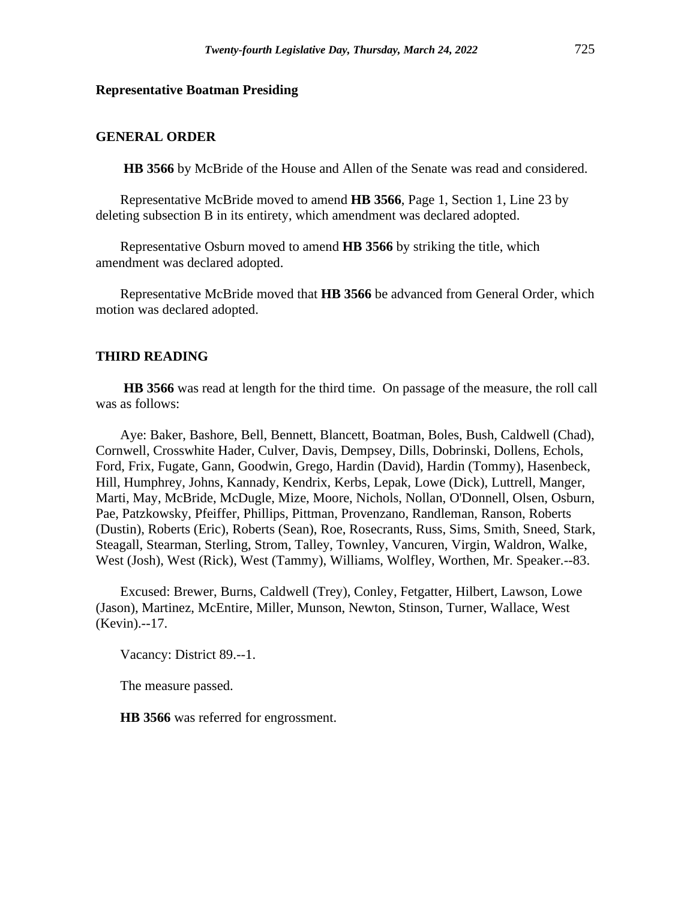**Representative Boatman Presiding**

**GENERAL ORDER**

**HB 3566** by McBride of the House and Allen of the Senate was read and considered.

Representative McBride moved to amend **HB 3566**, Page 1, Section 1, Line 23 by deleting subsection B in its entirety, which amendment was declared adopted.

Representative Osburn moved to amend **HB 3566** by striking the title, which amendment was declared adopted.

Representative McBride moved that **HB 3566** be advanced from General Order, which motion was declared adopted.

**THIRD READING**

**HB 3566** was read at length for the third time. On passage of the measure, the roll call was as follows:

Aye: Baker, Bashore, Bell, Bennett, Blancett, Boatman, Boles, Bush, Caldwell (Chad), Cornwell, Crosswhite Hader, Culver, Davis, Dempsey, Dills, Dobrinski, Dollens, Echols, Ford, Frix, Fugate, Gann, Goodwin, Grego, Hardin (David), Hardin (Tommy), Hasenbeck, Hill, Humphrey, Johns, Kannady, Kendrix, Kerbs, Lepak, Lowe (Dick), Luttrell, Manger, Marti, May, McBride, McDugle, Mize, Moore, Nichols, Nollan, O'Donnell, Olsen, Osburn, Pae, Patzkowsky, Pfeiffer, Phillips, Pittman, Provenzano, Randleman, Ranson, Roberts (Dustin), Roberts (Eric), Roberts (Sean), Roe, Rosecrants, Russ, Sims, Smith, Sneed, Stark, Steagall, Stearman, Sterling, Strom, Talley, Townley, Vancuren, Virgin, Waldron, Walke, West (Josh), West (Rick), West (Tammy), Williams, Wolfley, Worthen, Mr. Speaker.--83.

Excused: Brewer, Burns, Caldwell (Trey), Conley, Fetgatter, Hilbert, Lawson, Lowe (Jason), Martinez, McEntire, Miller, Munson, Newton, Stinson, Turner, Wallace, West (Kevin).--17.

Vacancy: District 89.--1.

The measure passed.

**HB 3566** was referred for engrossment.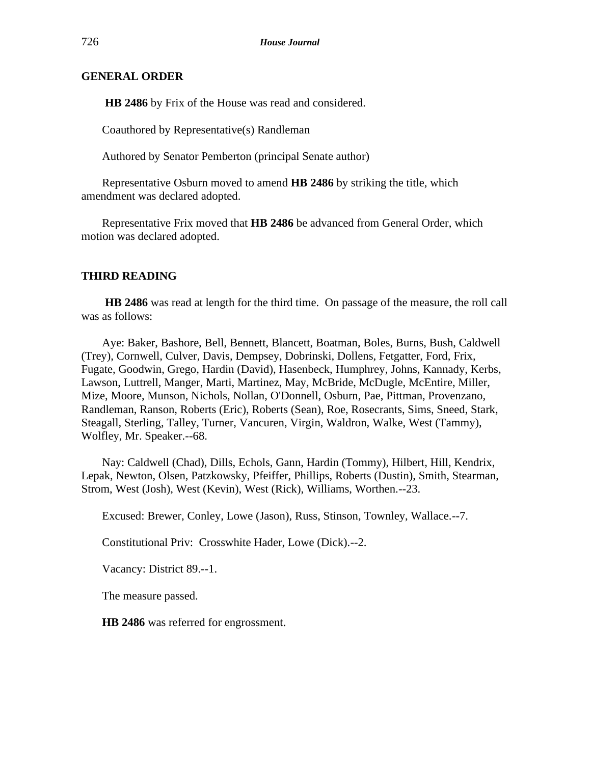## GENERAL ORDER

**HB 2486** by Frix of the House was read and considered.

Coauthored by Representative(s) Randleman

Authored by Senator Pemberton (principal Senate author)

Representative Osburn moved to amend **HB 2486** by striking the title, which amendment was declared adopted.

Representative Frix moved that **HB 2486** be advanced from General Order, which motion was declared adopted.

## THIRD READING

**HB 2486** was read at length for the third time. On passage of the measure, the roll call was as follows:

Aye: Baker, Bashore, Bell, Bennett, Blancett, Boatman, Boles, Burns, Bush, Caldwell (Trey), Cornwell, Culver, Davis, Dempsey, Dobrinski, Dollens, Fetgatter, Ford, Frix, Fugate, Goodwin, Grego, Hardin (David), Hasenbeck, Humphrey, Johns, Kannady, Kerbs, Lawson, Luttrell, Manger, Marti, Martinez, May, McBride, McDugle, McEntire, Miller, Mize, Moore, Munson, Nichols, Nollan, O'Donnell, Osburn, Pae, Pittman, Provenzano, Randleman, Ranson, Roberts (Eric), Roberts (Sean), Roe, Rosecrants, Sims, Sneed, Stark, Steagall, Sterling, Talley, Turner, Vancuren, Virgin, Waldron, Walke, West (Tammy), Wolfley, Mr. Speaker.--68.

Nay: Caldwell (Chad), Dills, Echols, Gann, Hardin (Tommy), Hilbert, Hill, Kendrix, Lepak, Newton, Olsen, Patzkowsky, Pfeiffer, Phillips, Roberts (Dustin), Smith, Stearman, Strom, West (Josh), West (Kevin), West (Rick), Williams, Worthen.--23.

Excused: Brewer, Conley, Lowe (Jason), Russ, Stinson, Townley, Wallace.--7.

Constitutional Priv: Crosswhite Hader, Lowe (Dick).--2.

Vacancy: District 89.--1.

The measure passed.

**HB 2486** was referred for engrossment.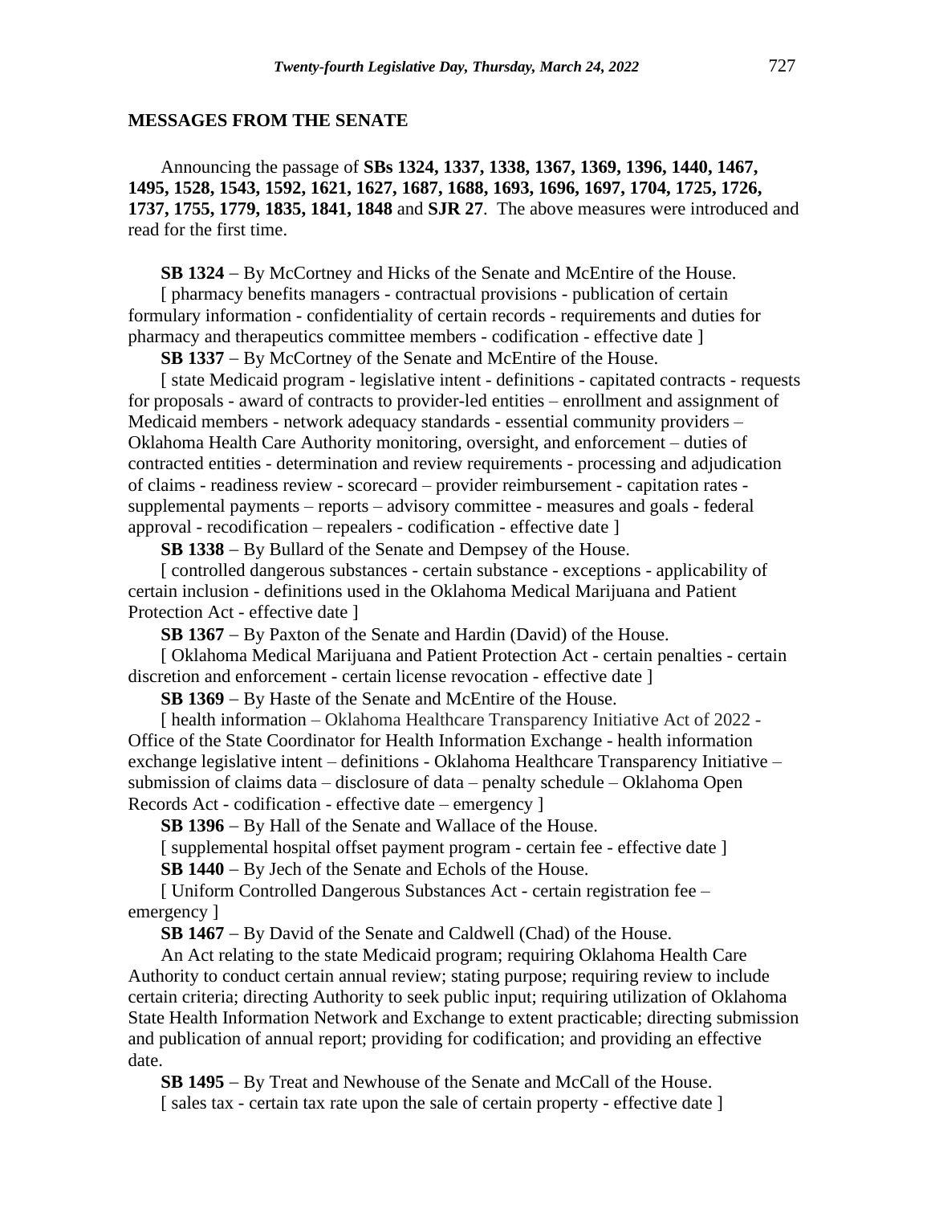## MESSAGES FROM THE SENATE

Announcing the passage of **SBs 1324, 1337, 1338, 1367, 1369, 1396, 1440, 1467, 1495, 1528, 1543, 1592, 1621, 1627, 1687, 1688, 1693, 1696, 1697, 1704, 1725, 1726, 1737, 1755, 1779, 1835, 1841, 1848** and **SJR 27**. The above measures were introduced and read for the first time.

**SB 1324** − By McCortney and Hicks of the Senate and McEntire of the House.

[ pharmacy benefits managers - contractual provisions - publication of certain formulary information - confidentiality of certain records - requirements and duties for pharmacy and therapeutics committee members - codification - effective date ]

**SB 1337** − By McCortney of the Senate and McEntire of the House.

[ state Medicaid program - legislative intent - definitions - capitated contracts - requests for proposals - award of contracts to provider-led entities – enrollment and assignment of Medicaid members - network adequacy standards - essential community providers – Oklahoma Health Care Authority monitoring, oversight, and enforcement – duties of contracted entities - determination and review requirements - processing and adjudication of claims - readiness review - scorecard – provider reimbursement - capitation rates - supplemental payments – reports – advisory committee - measures and goals - federal approval - recodification – repealers - codification - effective date ]

**SB 1338** − By Bullard of the Senate and Dempsey of the House.

[ controlled dangerous substances - certain substance - exceptions - applicability of certain inclusion - definitions used in the Oklahoma Medical Marijuana and Patient Protection Act - effective date ]

**SB 1367** − By Paxton of the Senate and Hardin (David) of the House.

[ Oklahoma Medical Marijuana and Patient Protection Act - certain penalties - certain discretion and enforcement - certain license revocation - effective date ]

**SB 1369** − By Haste of the Senate and McEntire of the House.

[ health information – Oklahoma Healthcare Transparency Initiative Act of 2022 - Office of the State Coordinator for Health Information Exchange - health information exchange legislative intent – definitions - Oklahoma Healthcare Transparency Initiative – submission of claims data – disclosure of data – penalty schedule – Oklahoma Open Records Act - codification - effective date – emergency ]

**SB 1396** − By Hall of the Senate and Wallace of the House.

[ supplemental hospital offset payment program - certain fee - effective date ]

**SB 1440** − By Jech of the Senate and Echols of the House.

[ Uniform Controlled Dangerous Substances Act - certain registration fee – emergency ]

**SB 1467** − By David of the Senate and Caldwell (Chad) of the House.

An Act relating to the state Medicaid program; requiring Oklahoma Health Care Authority to conduct certain annual review; stating purpose; requiring review to include certain criteria; directing Authority to seek public input; requiring utilization of Oklahoma State Health Information Network and Exchange to extent practicable; directing submission and publication of annual report; providing for codification; and providing an effective date.

**SB 1495** − By Treat and Newhouse of the Senate and McCall of the House.

[ sales tax - certain tax rate upon the sale of certain property - effective date ]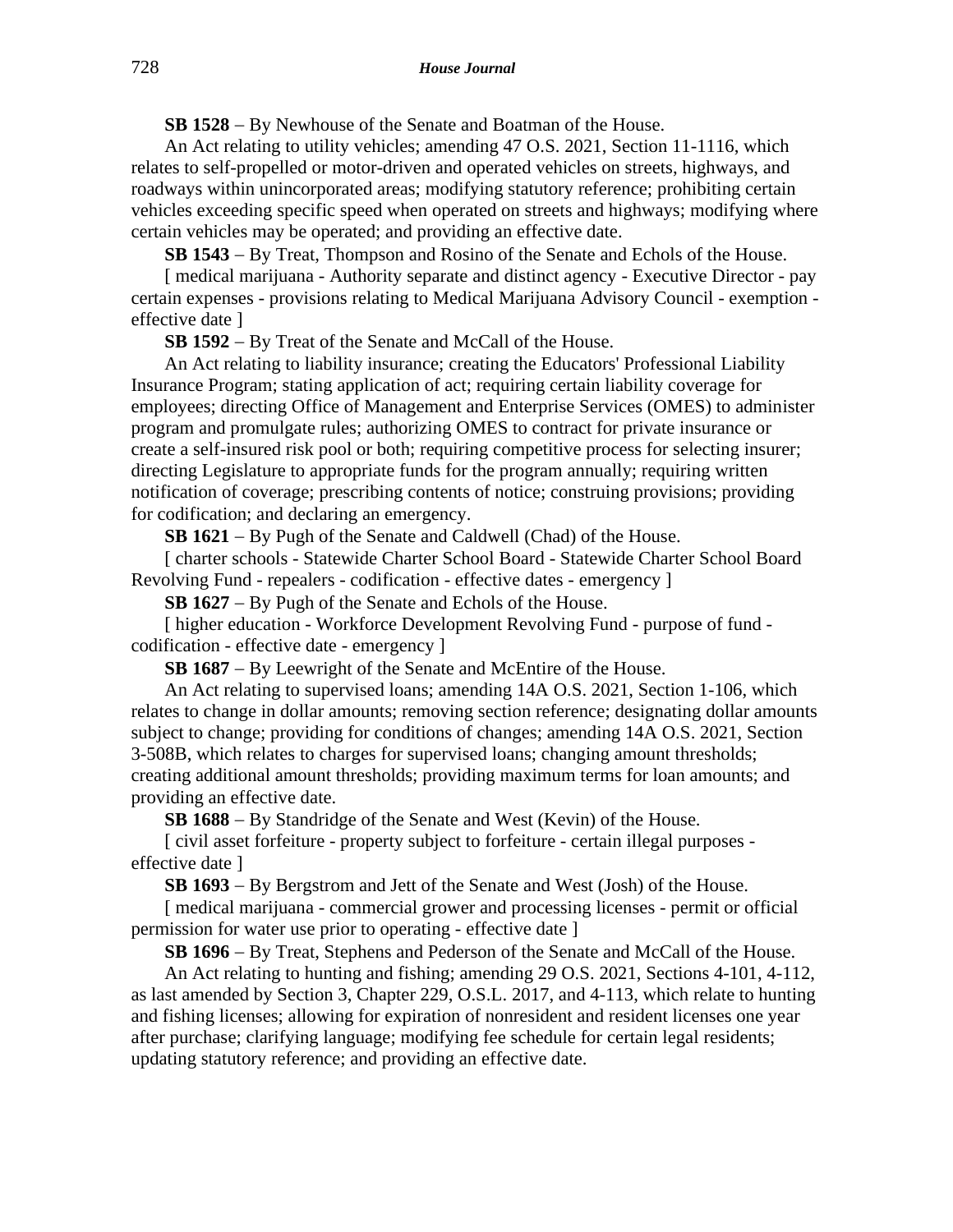**SB 1528** − By Newhouse of the Senate and Boatman of the House.

An Act relating to utility vehicles; amending 47 O.S. 2021, Section 11-1116, which relates to self-propelled or motor-driven and operated vehicles on streets, highways, and roadways within unincorporated areas; modifying statutory reference; prohibiting certain vehicles exceeding specific speed when operated on streets and highways; modifying where certain vehicles may be operated; and providing an effective date.

**SB 1543** − By Treat, Thompson and Rosino of the Senate and Echols of the House.

[ medical marijuana - Authority separate and distinct agency - Executive Director - pay certain expenses - provisions relating to Medical Marijuana Advisory Council - exemption - effective date ]

**SB 1592** − By Treat of the Senate and McCall of the House.

An Act relating to liability insurance; creating the Educators' Professional Liability Insurance Program; stating application of act; requiring certain liability coverage for employees; directing Office of Management and Enterprise Services (OMES) to administer program and promulgate rules; authorizing OMES to contract for private insurance or create a self-insured risk pool or both; requiring competitive process for selecting insurer; directing Legislature to appropriate funds for the program annually; requiring written notification of coverage; prescribing contents of notice; construing provisions; providing for codification; and declaring an emergency.

**SB 1621** − By Pugh of the Senate and Caldwell (Chad) of the House.

[ charter schools - Statewide Charter School Board - Statewide Charter School Board Revolving Fund - repealers - codification - effective dates - emergency ]

**SB 1627** − By Pugh of the Senate and Echols of the House.

[ higher education - Workforce Development Revolving Fund - purpose of fund - codification - effective date - emergency ]

**SB 1687** − By Leewright of the Senate and McEntire of the House.

An Act relating to supervised loans; amending 14A O.S. 2021, Section 1-106, which relates to change in dollar amounts; removing section reference; designating dollar amounts subject to change; providing for conditions of changes; amending 14A O.S. 2021, Section 3-508B, which relates to charges for supervised loans; changing amount thresholds; creating additional amount thresholds; providing maximum terms for loan amounts; and providing an effective date.

**SB 1688** − By Standridge of the Senate and West (Kevin) of the House.

[ civil asset forfeiture - property subject to forfeiture - certain illegal purposes - effective date ]

**SB 1693** − By Bergstrom and Jett of the Senate and West (Josh) of the House.

[ medical marijuana - commercial grower and processing licenses - permit or official permission for water use prior to operating - effective date ]

**SB 1696** − By Treat, Stephens and Pederson of the Senate and McCall of the House.

An Act relating to hunting and fishing; amending 29 O.S. 2021, Sections 4-101, 4-112, as last amended by Section 3, Chapter 229, O.S.L. 2017, and 4-113, which relate to hunting and fishing licenses; allowing for expiration of nonresident and resident licenses one year after purchase; clarifying language; modifying fee schedule for certain legal residents; updating statutory reference; and providing an effective date.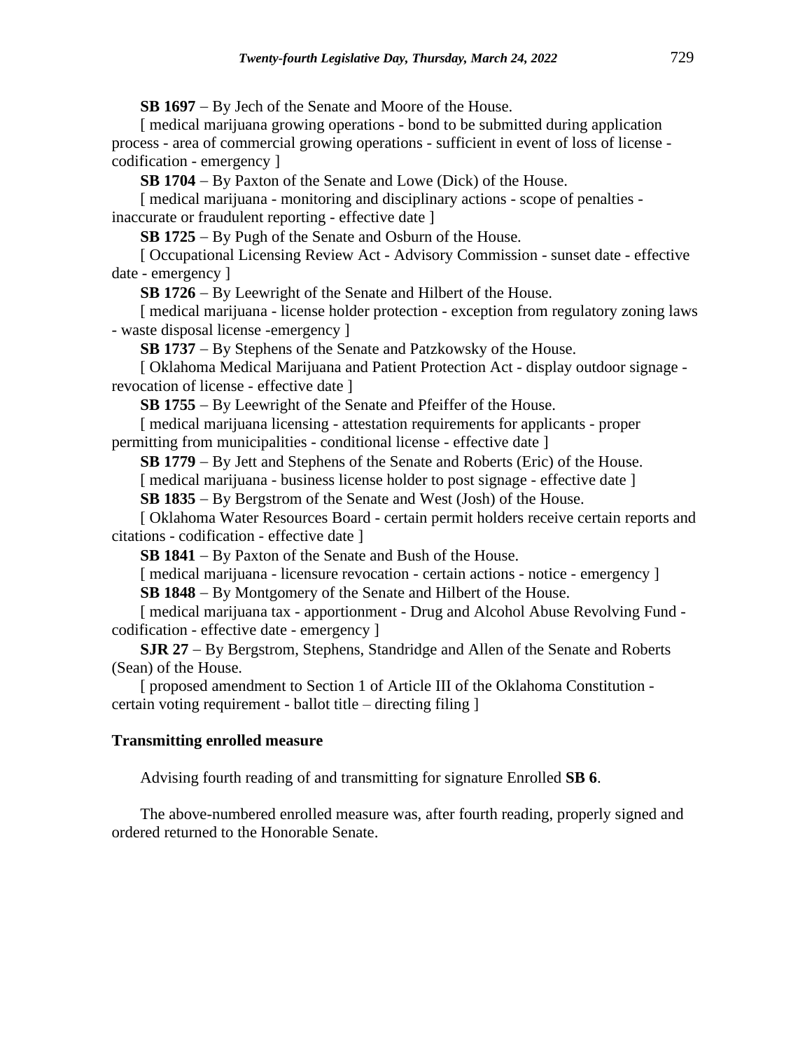**SB 1697** – By Jech of the Senate and Moore of the House.

[ medical marijuana growing operations - bond to be submitted during application process - area of commercial growing operations - sufficient in event of loss of license - codification - emergency ]

**SB 1704** – By Paxton of the Senate and Lowe (Dick) of the House.

[ medical marijuana - monitoring and disciplinary actions - scope of penalties - inaccurate or fraudulent reporting - effective date ]

**SB 1725** – By Pugh of the Senate and Osburn of the House.

[ Occupational Licensing Review Act - Advisory Commission - sunset date - effective date - emergency ]

**SB 1726** – By Leewright of the Senate and Hilbert of the House.

[ medical marijuana - license holder protection - exception from regulatory zoning laws - waste disposal license -emergency ]

**SB 1737** – By Stephens of the Senate and Patzkowsky of the House.

[ Oklahoma Medical Marijuana and Patient Protection Act - display outdoor signage - revocation of license - effective date ]

**SB 1755** – By Leewright of the Senate and Pfeiffer of the House.

[ medical marijuana licensing - attestation requirements for applicants - proper permitting from municipalities - conditional license - effective date ]

**SB 1779** – By Jett and Stephens of the Senate and Roberts (Eric) of the House.

[ medical marijuana - business license holder to post signage - effective date ]

**SB 1835** – By Bergstrom of the Senate and West (Josh) of the House.

[ Oklahoma Water Resources Board - certain permit holders receive certain reports and citations - codification - effective date ]

**SB 1841** – By Paxton of the Senate and Bush of the House.

[ medical marijuana - licensure revocation - certain actions - notice - emergency ]

**SB 1848** – By Montgomery of the Senate and Hilbert of the House.

[ medical marijuana tax - apportionment - Drug and Alcohol Abuse Revolving Fund - codification - effective date - emergency ]

**SJR 27** – By Bergstrom, Stephens, Standridge and Allen of the Senate and Roberts (Sean) of the House.

[ proposed amendment to Section 1 of Article III of the Oklahoma Constitution - certain voting requirement - ballot title – directing filing ]

**Transmitting enrolled measure**

Advising fourth reading of and transmitting for signature Enrolled **SB 6**.

The above-numbered enrolled measure was, after fourth reading, properly signed and ordered returned to the Honorable Senate.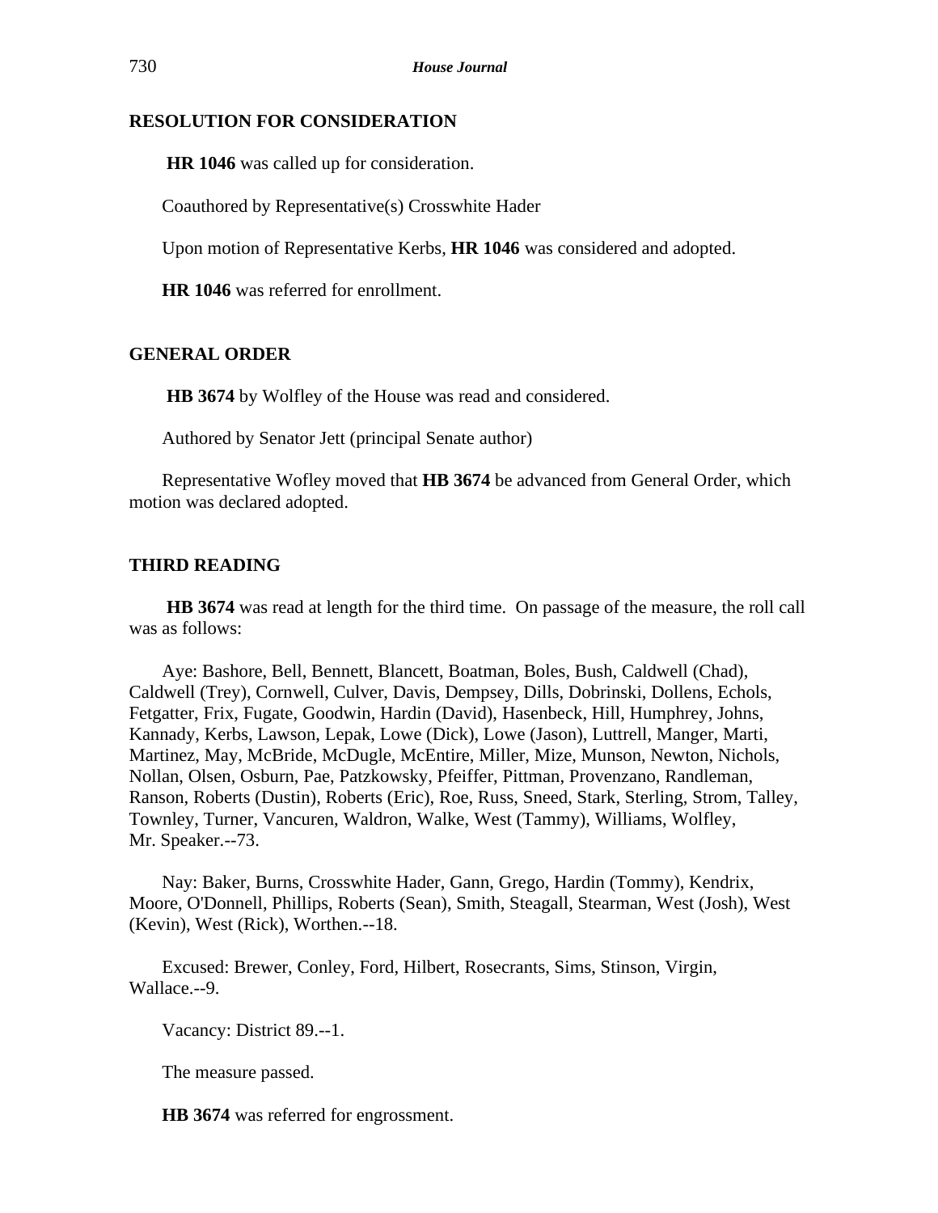## RESOLUTION FOR CONSIDERATION

**HR 1046** was called up for consideration.

Coauthored by Representative(s) Crosswhite Hader

Upon motion of Representative Kerbs, **HR 1046** was considered and adopted.

**HR 1046** was referred for enrollment.

## GENERAL ORDER

**HB 3674** by Wolfley of the House was read and considered.

Authored by Senator Jett (principal Senate author)

Representative Wofley moved that **HB 3674** be advanced from General Order, which motion was declared adopted.

## THIRD READING

**HB 3674** was read at length for the third time. On passage of the measure, the roll call was as follows:

Aye: Bashore, Bell, Bennett, Blancett, Boatman, Boles, Bush, Caldwell (Chad), Caldwell (Trey), Cornwell, Culver, Davis, Dempsey, Dills, Dobrinski, Dollens, Echols, Fetgatter, Frix, Fugate, Goodwin, Hardin (David), Hasenbeck, Hill, Humphrey, Johns, Kannady, Kerbs, Lawson, Lepak, Lowe (Dick), Lowe (Jason), Luttrell, Manger, Marti, Martinez, May, McBride, McDugle, McEntire, Miller, Mize, Munson, Newton, Nichols, Nollan, Olsen, Osburn, Pae, Patzkowsky, Pfeiffer, Pittman, Provenzano, Randleman, Ranson, Roberts (Dustin), Roberts (Eric), Roe, Russ, Sneed, Stark, Sterling, Strom, Talley, Townley, Turner, Vancuren, Waldron, Walke, West (Tammy), Williams, Wolfley, Mr. Speaker.--73.

Nay: Baker, Burns, Crosswhite Hader, Gann, Grego, Hardin (Tommy), Kendrix, Moore, O'Donnell, Phillips, Roberts (Sean), Smith, Steagall, Stearman, West (Josh), West (Kevin), West (Rick), Worthen.--18.

Excused: Brewer, Conley, Ford, Hilbert, Rosecrants, Sims, Stinson, Virgin, Wallace.--9.

Vacancy: District 89.--1.

The measure passed.

**HB 3674** was referred for engrossment.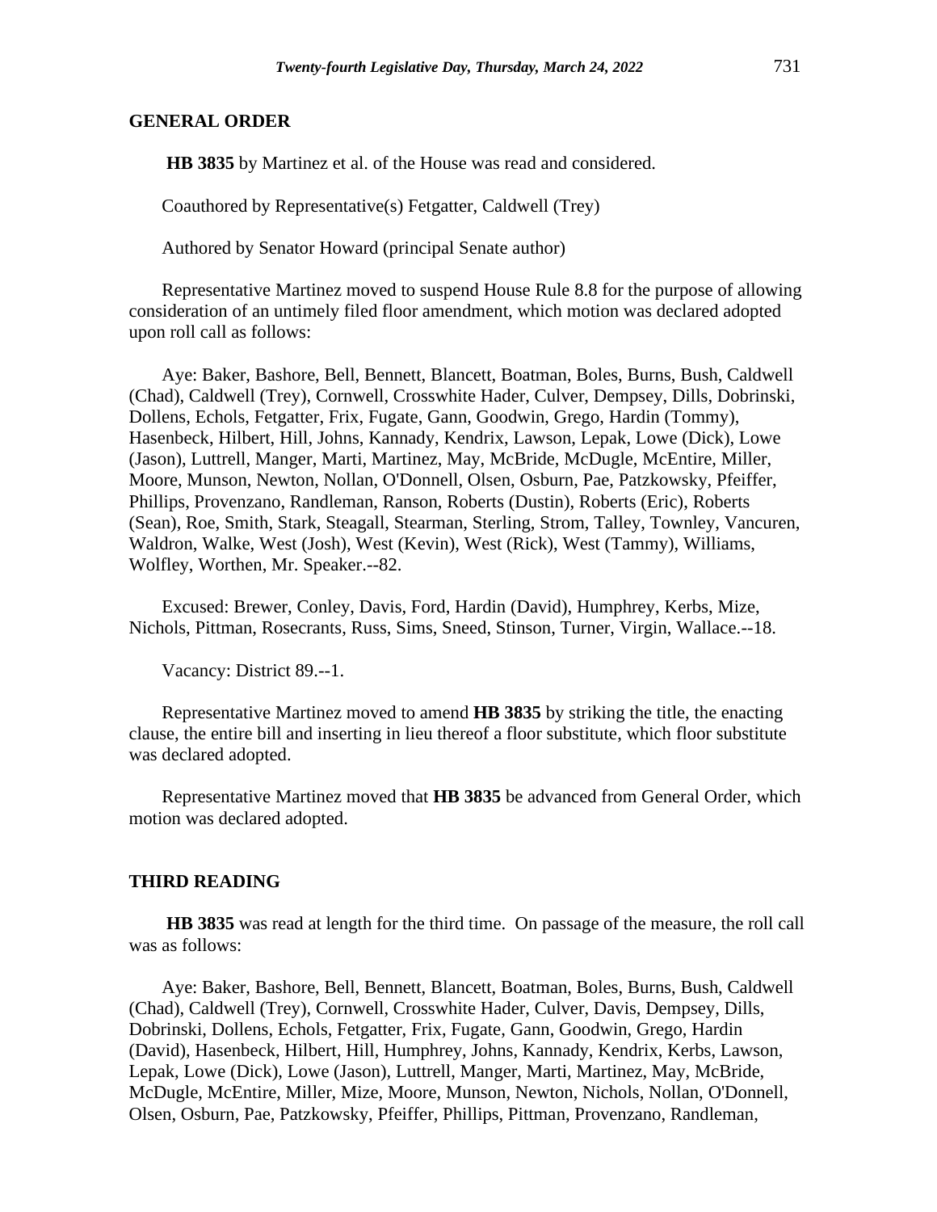## GENERAL ORDER

**HB 3835** by Martinez et al. of the House was read and considered.

Coauthored by Representative(s) Fetgatter, Caldwell (Trey)

Authored by Senator Howard (principal Senate author)

Representative Martinez moved to suspend House Rule 8.8 for the purpose of allowing consideration of an untimely filed floor amendment, which motion was declared adopted upon roll call as follows:

Aye: Baker, Bashore, Bell, Bennett, Blancett, Boatman, Boles, Burns, Bush, Caldwell (Chad), Caldwell (Trey), Cornwell, Crosswhite Hader, Culver, Dempsey, Dills, Dobrinski, Dollens, Echols, Fetgatter, Frix, Fugate, Gann, Goodwin, Grego, Hardin (Tommy), Hasenbeck, Hilbert, Hill, Johns, Kannady, Kendrix, Lawson, Lepak, Lowe (Dick), Lowe (Jason), Luttrell, Manger, Marti, Martinez, May, McBride, McDugle, McEntire, Miller, Moore, Munson, Newton, Nollan, O'Donnell, Olsen, Osburn, Pae, Patzkowsky, Pfeiffer, Phillips, Provenzano, Randleman, Ranson, Roberts (Dustin), Roberts (Eric), Roberts (Sean), Roe, Smith, Stark, Steagall, Stearman, Sterling, Strom, Talley, Townley, Vancuren, Waldron, Walke, West (Josh), West (Kevin), West (Rick), West (Tammy), Williams, Wolfley, Worthen, Mr. Speaker.--82.

Excused: Brewer, Conley, Davis, Ford, Hardin (David), Humphrey, Kerbs, Mize, Nichols, Pittman, Rosecrants, Russ, Sims, Sneed, Stinson, Turner, Virgin, Wallace.--18.

Vacancy: District 89.--1.

Representative Martinez moved to amend **HB 3835** by striking the title, the enacting clause, the entire bill and inserting in lieu thereof a floor substitute, which floor substitute was declared adopted.

Representative Martinez moved that **HB 3835** be advanced from General Order, which motion was declared adopted.

## THIRD READING

**HB 3835** was read at length for the third time. On passage of the measure, the roll call was as follows:

Aye: Baker, Bashore, Bell, Bennett, Blancett, Boatman, Boles, Burns, Bush, Caldwell (Chad), Caldwell (Trey), Cornwell, Crosswhite Hader, Culver, Davis, Dempsey, Dills, Dobrinski, Dollens, Echols, Fetgatter, Frix, Fugate, Gann, Goodwin, Grego, Hardin (David), Hasenbeck, Hilbert, Hill, Humphrey, Johns, Kannady, Kendrix, Kerbs, Lawson, Lepak, Lowe (Dick), Lowe (Jason), Luttrell, Manger, Marti, Martinez, May, McBride, McDugle, McEntire, Miller, Mize, Moore, Munson, Newton, Nichols, Nollan, O'Donnell, Olsen, Osburn, Pae, Patzkowsky, Pfeiffer, Phillips, Pittman, Provenzano, Randleman,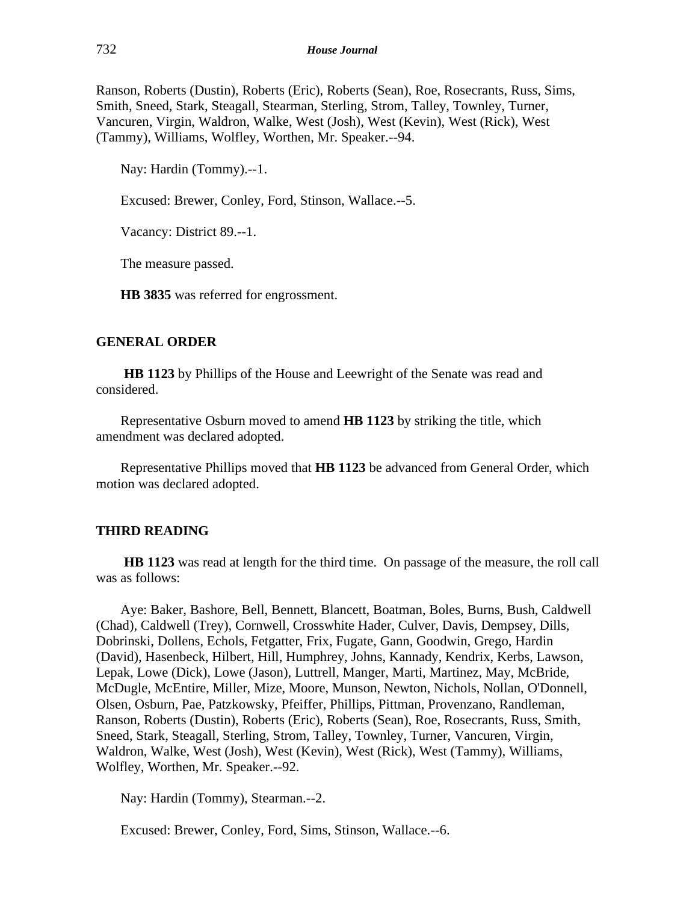Ranson, Roberts (Dustin), Roberts (Eric), Roberts (Sean), Roe, Rosecrants, Russ, Sims, Smith, Sneed, Stark, Steagall, Stearman, Sterling, Strom, Talley, Townley, Turner, Vancuren, Virgin, Waldron, Walke, West (Josh), West (Kevin), West (Rick), West (Tammy), Williams, Wolfley, Worthen, Mr. Speaker.--94.

Nay: Hardin (Tommy).--1.

Excused: Brewer, Conley, Ford, Stinson, Wallace.--5.

Vacancy: District 89.--1.

The measure passed.

**HB 3835** was referred for engrossment.

## GENERAL ORDER

**HB 1123** by Phillips of the House and Leewright of the Senate was read and considered.

Representative Osburn moved to amend **HB 1123** by striking the title, which amendment was declared adopted.

Representative Phillips moved that **HB 1123** be advanced from General Order, which motion was declared adopted.

## THIRD READING

**HB 1123** was read at length for the third time. On passage of the measure, the roll call was as follows:

Aye: Baker, Bashore, Bell, Bennett, Blancett, Boatman, Boles, Burns, Bush, Caldwell (Chad), Caldwell (Trey), Cornwell, Crosswhite Hader, Culver, Davis, Dempsey, Dills, Dobrinski, Dollens, Echols, Fetgatter, Frix, Fugate, Gann, Goodwin, Grego, Hardin (David), Hasenbeck, Hilbert, Hill, Humphrey, Johns, Kannady, Kendrix, Kerbs, Lawson, Lepak, Lowe (Dick), Lowe (Jason), Luttrell, Manger, Marti, Martinez, May, McBride, McDugle, McEntire, Miller, Mize, Moore, Munson, Newton, Nichols, Nollan, O'Donnell, Olsen, Osburn, Pae, Patzkowsky, Pfeiffer, Phillips, Pittman, Provenzano, Randleman, Ranson, Roberts (Dustin), Roberts (Eric), Roberts (Sean), Roe, Rosecrants, Russ, Smith, Sneed, Stark, Steagall, Sterling, Strom, Talley, Townley, Turner, Vancuren, Virgin, Waldron, Walke, West (Josh), West (Kevin), West (Rick), West (Tammy), Williams, Wolfley, Worthen, Mr. Speaker.--92.

Nay: Hardin (Tommy), Stearman.--2.

Excused: Brewer, Conley, Ford, Sims, Stinson, Wallace.--6.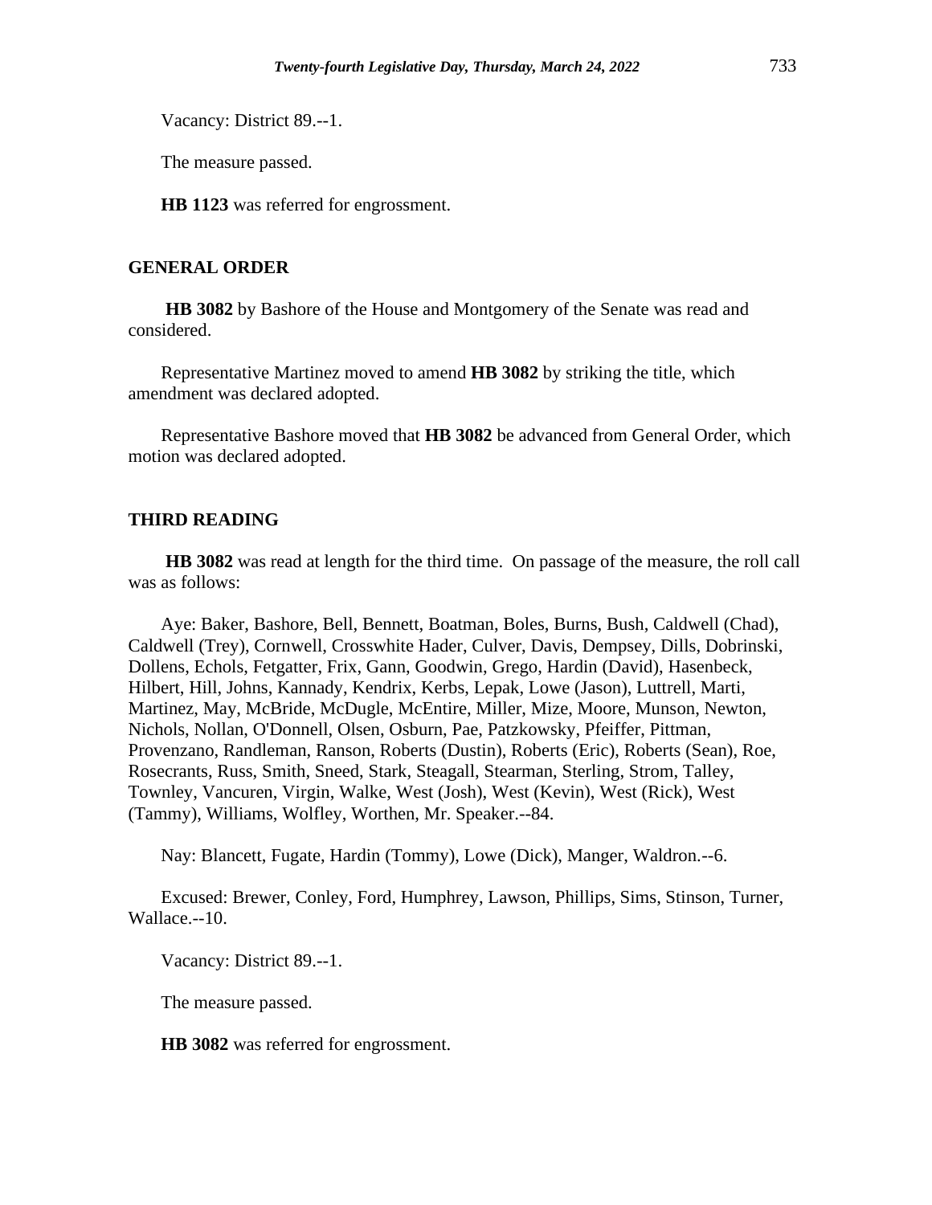Vacancy: District 89.--1.

The measure passed.

**HB 1123** was referred for engrossment.

## GENERAL ORDER

**HB 3082** by Bashore of the House and Montgomery of the Senate was read and considered.

Representative Martinez moved to amend **HB 3082** by striking the title, which amendment was declared adopted.

Representative Bashore moved that **HB 3082** be advanced from General Order, which motion was declared adopted.

## THIRD READING

**HB 3082** was read at length for the third time. On passage of the measure, the roll call was as follows:

Aye: Baker, Bashore, Bell, Bennett, Boatman, Boles, Burns, Bush, Caldwell (Chad), Caldwell (Trey), Cornwell, Crosswhite Hader, Culver, Davis, Dempsey, Dills, Dobrinski, Dollens, Echols, Fetgatter, Frix, Gann, Goodwin, Grego, Hardin (David), Hasenbeck, Hilbert, Hill, Johns, Kannady, Kendrix, Kerbs, Lepak, Lowe (Jason), Luttrell, Marti, Martinez, May, McBride, McDugle, McEntire, Miller, Mize, Moore, Munson, Newton, Nichols, Nollan, O'Donnell, Olsen, Osburn, Pae, Patzkowsky, Pfeiffer, Pittman, Provenzano, Randleman, Ranson, Roberts (Dustin), Roberts (Eric), Roberts (Sean), Roe, Rosecrants, Russ, Smith, Sneed, Stark, Steagall, Stearman, Sterling, Strom, Talley, Townley, Vancuren, Virgin, Walke, West (Josh), West (Kevin), West (Rick), West (Tammy), Williams, Wolfley, Worthen, Mr. Speaker.--84.

Nay: Blancett, Fugate, Hardin (Tommy), Lowe (Dick), Manger, Waldron.--6.

Excused: Brewer, Conley, Ford, Humphrey, Lawson, Phillips, Sims, Stinson, Turner, Wallace.--10.

Vacancy: District 89.--1.

The measure passed.

**HB 3082** was referred for engrossment.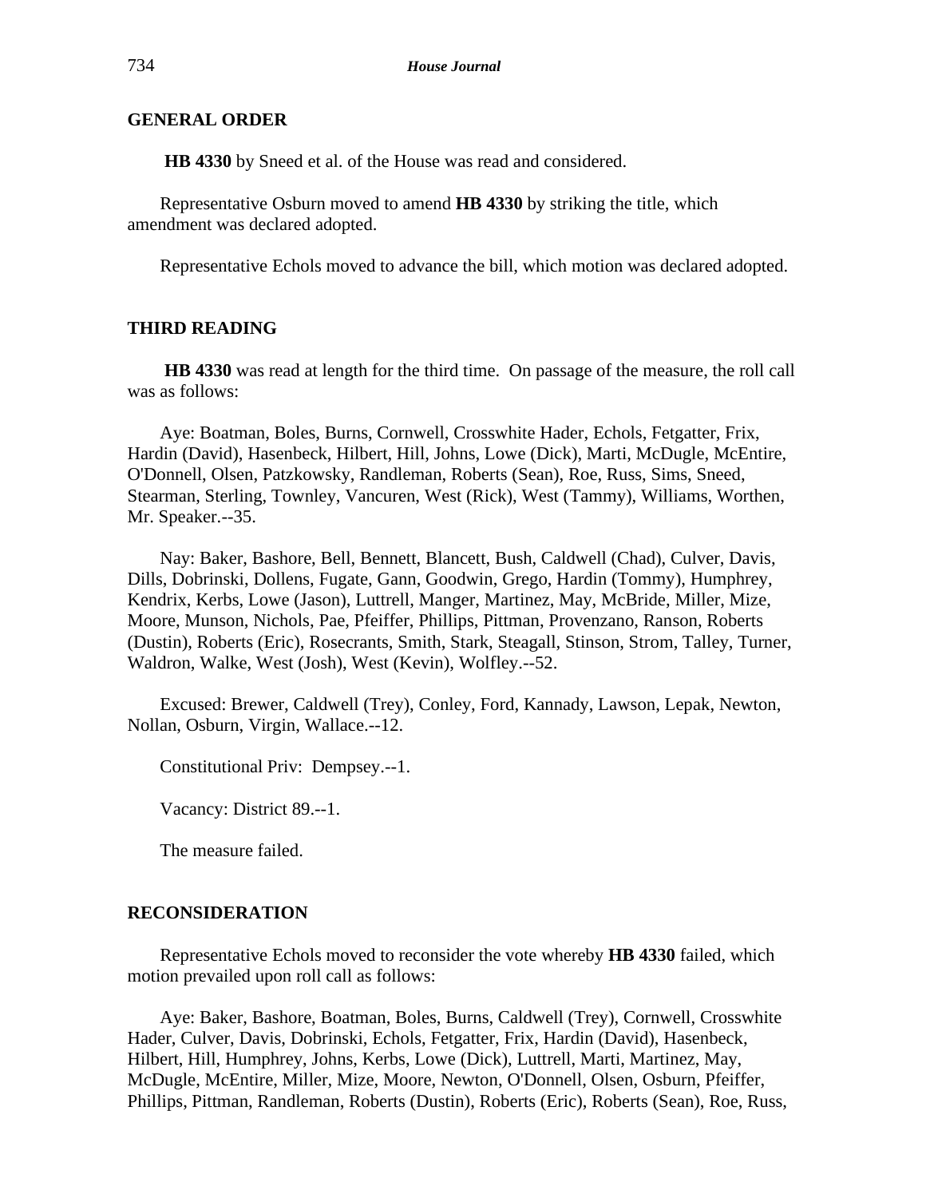## GENERAL ORDER

**HB 4330** by Sneed et al. of the House was read and considered.

Representative Osburn moved to amend **HB 4330** by striking the title, which amendment was declared adopted.

Representative Echols moved to advance the bill, which motion was declared adopted.

## THIRD READING

**HB 4330** was read at length for the third time. On passage of the measure, the roll call was as follows:

Aye: Boatman, Boles, Burns, Cornwell, Crosswhite Hader, Echols, Fetgatter, Frix, Hardin (David), Hasenbeck, Hilbert, Hill, Johns, Lowe (Dick), Marti, McDugle, McEntire, O'Donnell, Olsen, Patzkowsky, Randleman, Roberts (Sean), Roe, Russ, Sims, Sneed, Stearman, Sterling, Townley, Vancuren, West (Rick), West (Tammy), Williams, Worthen, Mr. Speaker.--35.

Nay: Baker, Bashore, Bell, Bennett, Blancett, Bush, Caldwell (Chad), Culver, Davis, Dills, Dobrinski, Dollens, Fugate, Gann, Goodwin, Grego, Hardin (Tommy), Humphrey, Kendrix, Kerbs, Lowe (Jason), Luttrell, Manger, Martinez, May, McBride, Miller, Mize, Moore, Munson, Nichols, Pae, Pfeiffer, Phillips, Pittman, Provenzano, Ranson, Roberts (Dustin), Roberts (Eric), Rosecrants, Smith, Stark, Steagall, Stinson, Strom, Talley, Turner, Waldron, Walke, West (Josh), West (Kevin), Wolfley.--52.

Excused: Brewer, Caldwell (Trey), Conley, Ford, Kannady, Lawson, Lepak, Newton, Nollan, Osburn, Virgin, Wallace.--12.

Constitutional Priv: Dempsey.--1.

Vacancy: District 89.--1.

The measure failed.

## RECONSIDERATION

Representative Echols moved to reconsider the vote whereby **HB 4330** failed, which motion prevailed upon roll call as follows:

Aye: Baker, Bashore, Boatman, Boles, Burns, Caldwell (Trey), Cornwell, Crosswhite Hader, Culver, Davis, Dobrinski, Echols, Fetgatter, Frix, Hardin (David), Hasenbeck, Hilbert, Hill, Humphrey, Johns, Kerbs, Lowe (Dick), Luttrell, Marti, Martinez, May, McDugle, McEntire, Miller, Mize, Moore, Newton, O'Donnell, Olsen, Osburn, Pfeiffer, Phillips, Pittman, Randleman, Roberts (Dustin), Roberts (Eric), Roberts (Sean), Roe, Russ,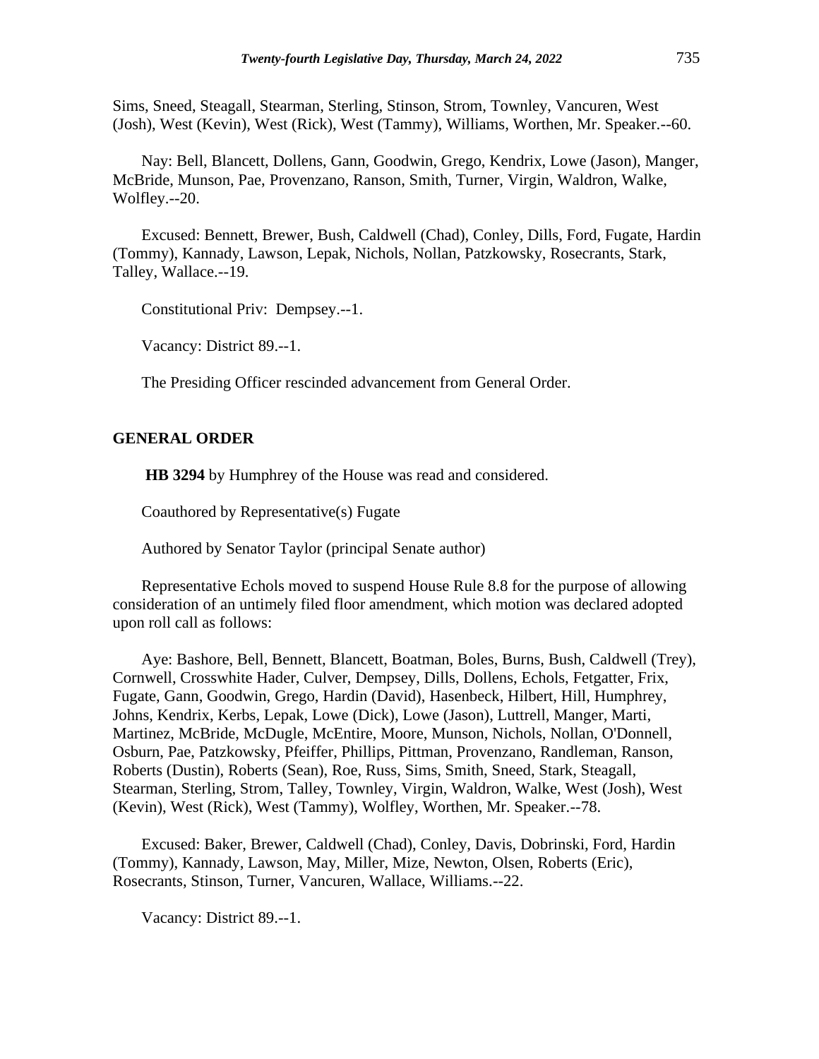Sims, Sneed, Steagall, Stearman, Sterling, Stinson, Strom, Townley, Vancuren, West (Josh), West (Kevin), West (Rick), West (Tammy), Williams, Worthen, Mr. Speaker.--60.

Nay: Bell, Blancett, Dollens, Gann, Goodwin, Grego, Kendrix, Lowe (Jason), Manger, McBride, Munson, Pae, Provenzano, Ranson, Smith, Turner, Virgin, Waldron, Walke, Wolfley.--20.

Excused: Bennett, Brewer, Bush, Caldwell (Chad), Conley, Dills, Ford, Fugate, Hardin (Tommy), Kannady, Lawson, Lepak, Nichols, Nollan, Patzkowsky, Rosecrants, Stark, Talley, Wallace.--19.

Constitutional Priv: Dempsey.--1.

Vacancy: District 89.--1.

The Presiding Officer rescinded advancement from General Order.

## GENERAL ORDER

**HB 3294** by Humphrey of the House was read and considered.

Coauthored by Representative(s) Fugate

Authored by Senator Taylor (principal Senate author)

Representative Echols moved to suspend House Rule 8.8 for the purpose of allowing consideration of an untimely filed floor amendment, which motion was declared adopted upon roll call as follows:

Aye: Bashore, Bell, Bennett, Blancett, Boatman, Boles, Burns, Bush, Caldwell (Trey), Cornwell, Crosswhite Hader, Culver, Dempsey, Dills, Dollens, Echols, Fetgatter, Frix, Fugate, Gann, Goodwin, Grego, Hardin (David), Hasenbeck, Hilbert, Hill, Humphrey, Johns, Kendrix, Kerbs, Lepak, Lowe (Dick), Lowe (Jason), Luttrell, Manger, Marti, Martinez, McBride, McDugle, McEntire, Moore, Munson, Nichols, Nollan, O'Donnell, Osburn, Pae, Patzkowsky, Pfeiffer, Phillips, Pittman, Provenzano, Randleman, Ranson, Roberts (Dustin), Roberts (Sean), Roe, Russ, Sims, Smith, Sneed, Stark, Steagall, Stearman, Sterling, Strom, Talley, Townley, Virgin, Waldron, Walke, West (Josh), West (Kevin), West (Rick), West (Tammy), Wolfley, Worthen, Mr. Speaker.--78.

Excused: Baker, Brewer, Caldwell (Chad), Conley, Davis, Dobrinski, Ford, Hardin (Tommy), Kannady, Lawson, May, Miller, Mize, Newton, Olsen, Roberts (Eric), Rosecrants, Stinson, Turner, Vancuren, Wallace, Williams.--22.

Vacancy: District 89.--1.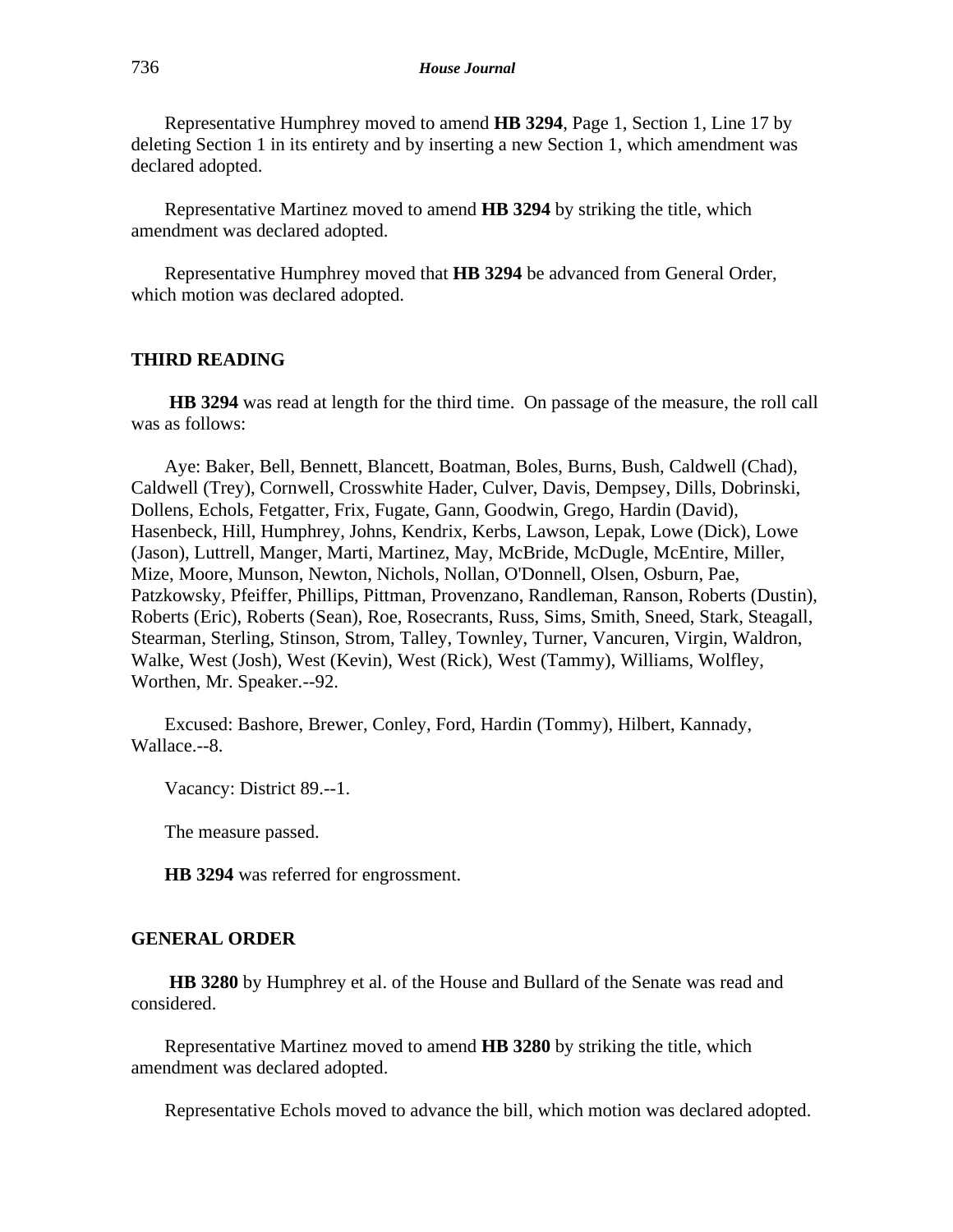Representative Humphrey moved to amend **HB 3294**, Page 1, Section 1, Line 17 by deleting Section 1 in its entirety and by inserting a new Section 1, which amendment was declared adopted.

Representative Martinez moved to amend **HB 3294** by striking the title, which amendment was declared adopted.

Representative Humphrey moved that **HB 3294** be advanced from General Order, which motion was declared adopted.

## THIRD READING

**HB 3294** was read at length for the third time. On passage of the measure, the roll call was as follows:

Aye: Baker, Bell, Bennett, Blancett, Boatman, Boles, Burns, Bush, Caldwell (Chad), Caldwell (Trey), Cornwell, Crosswhite Hader, Culver, Davis, Dempsey, Dills, Dobrinski, Dollens, Echols, Fetgatter, Frix, Fugate, Gann, Goodwin, Grego, Hardin (David), Hasenbeck, Hill, Humphrey, Johns, Kendrix, Kerbs, Lawson, Lepak, Lowe (Dick), Lowe (Jason), Luttrell, Manger, Marti, Martinez, May, McBride, McDugle, McEntire, Miller, Mize, Moore, Munson, Newton, Nichols, Nollan, O'Donnell, Olsen, Osburn, Pae, Patzkowsky, Pfeiffer, Phillips, Pittman, Provenzano, Randleman, Ranson, Roberts (Dustin), Roberts (Eric), Roberts (Sean), Roe, Rosecrants, Russ, Sims, Smith, Sneed, Stark, Steagall, Stearman, Sterling, Stinson, Strom, Talley, Townley, Turner, Vancuren, Virgin, Waldron, Walke, West (Josh), West (Kevin), West (Rick), West (Tammy), Williams, Wolfley, Worthen, Mr. Speaker.--92.

Excused: Bashore, Brewer, Conley, Ford, Hardin (Tommy), Hilbert, Kannady, Wallace.--8.

Vacancy: District 89.--1.

The measure passed.

**HB 3294** was referred for engrossment.

## GENERAL ORDER

**HB 3280** by Humphrey et al. of the House and Bullard of the Senate was read and considered.

Representative Martinez moved to amend **HB 3280** by striking the title, which amendment was declared adopted.

Representative Echols moved to advance the bill, which motion was declared adopted.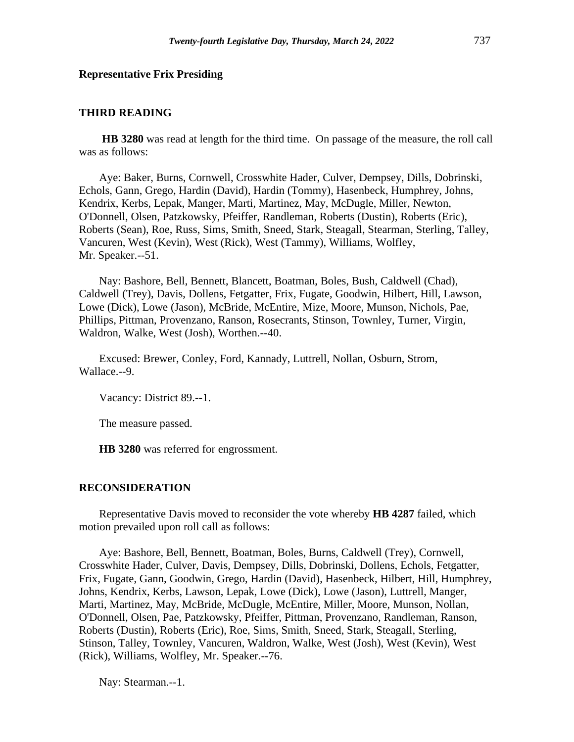**Representative Frix Presiding**

**THIRD READING**

**HB 3280** was read at length for the third time. On passage of the measure, the roll call was as follows:

Aye: Baker, Burns, Cornwell, Crosswhite Hader, Culver, Dempsey, Dills, Dobrinski, Echols, Gann, Grego, Hardin (David), Hardin (Tommy), Hasenbeck, Humphrey, Johns, Kendrix, Kerbs, Lepak, Manger, Marti, Martinez, May, McDugle, Miller, Newton, O'Donnell, Olsen, Patzkowsky, Pfeiffer, Randleman, Roberts (Dustin), Roberts (Eric), Roberts (Sean), Roe, Russ, Sims, Smith, Sneed, Stark, Steagall, Stearman, Sterling, Talley, Vancuren, West (Kevin), West (Rick), West (Tammy), Williams, Wolfley, Mr. Speaker.--51.

Nay: Bashore, Bell, Bennett, Blancett, Boatman, Boles, Bush, Caldwell (Chad), Caldwell (Trey), Davis, Dollens, Fetgatter, Frix, Fugate, Goodwin, Hilbert, Hill, Lawson, Lowe (Dick), Lowe (Jason), McBride, McEntire, Mize, Moore, Munson, Nichols, Pae, Phillips, Pittman, Provenzano, Ranson, Rosecrants, Stinson, Townley, Turner, Virgin, Waldron, Walke, West (Josh), Worthen.--40.

Excused: Brewer, Conley, Ford, Kannady, Luttrell, Nollan, Osburn, Strom, Wallace.--9.

Vacancy: District 89.--1.

The measure passed.

**HB 3280** was referred for engrossment.

**RECONSIDERATION**

Representative Davis moved to reconsider the vote whereby **HB 4287** failed, which motion prevailed upon roll call as follows:

Aye: Bashore, Bell, Bennett, Boatman, Boles, Burns, Caldwell (Trey), Cornwell, Crosswhite Hader, Culver, Davis, Dempsey, Dills, Dobrinski, Dollens, Echols, Fetgatter, Frix, Fugate, Gann, Goodwin, Grego, Hardin (David), Hasenbeck, Hilbert, Hill, Humphrey, Johns, Kendrix, Kerbs, Lawson, Lepak, Lowe (Dick), Lowe (Jason), Luttrell, Manger, Marti, Martinez, May, McBride, McDugle, McEntire, Miller, Moore, Munson, Nollan, O'Donnell, Olsen, Pae, Patzkowsky, Pfeiffer, Pittman, Provenzano, Randleman, Ranson, Roberts (Dustin), Roberts (Eric), Roe, Sims, Smith, Sneed, Stark, Steagall, Sterling, Stinson, Talley, Townley, Vancuren, Waldron, Walke, West (Josh), West (Kevin), West (Rick), Williams, Wolfley, Mr. Speaker.--76.

Nay: Stearman.--1.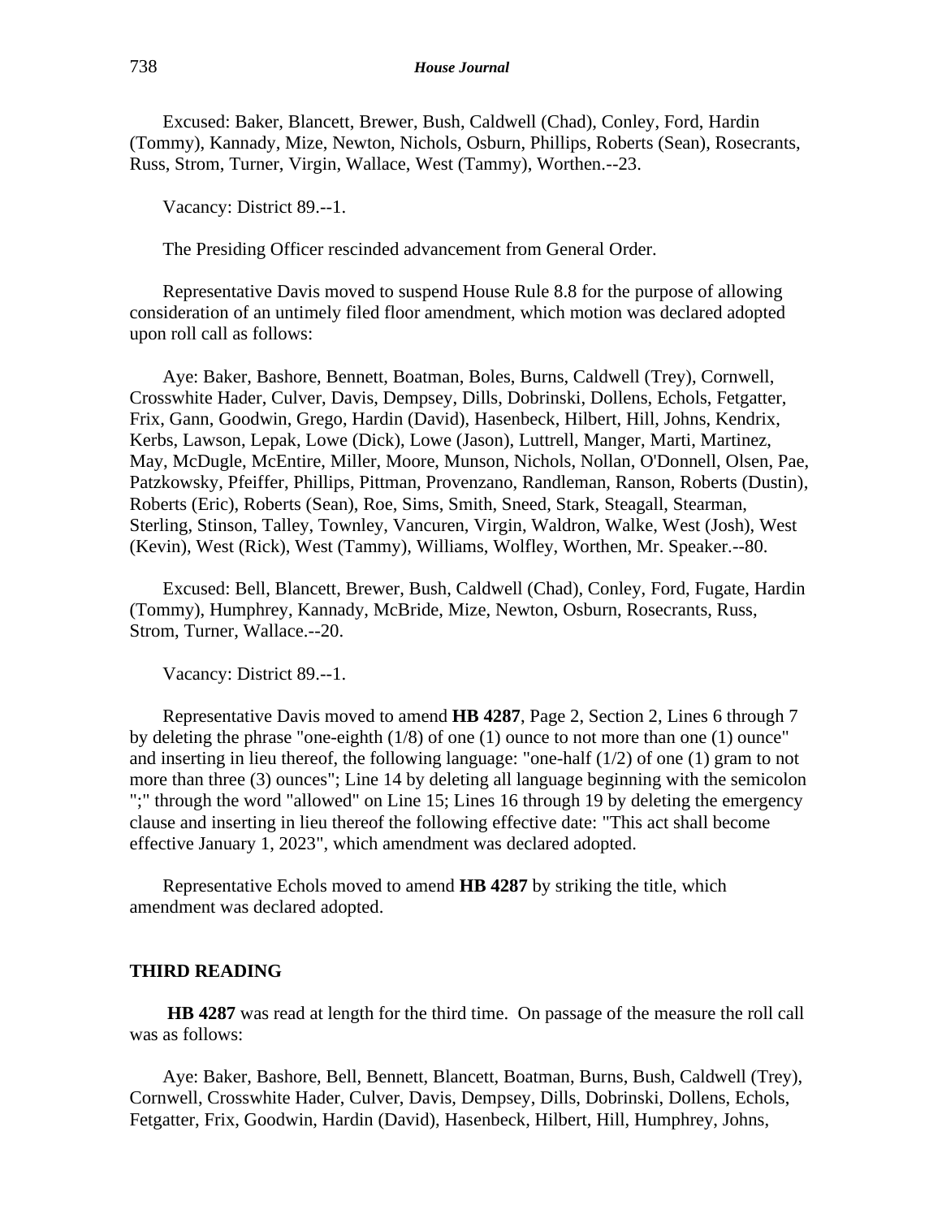Excused: Baker, Blancett, Brewer, Bush, Caldwell (Chad), Conley, Ford, Hardin (Tommy), Kannady, Mize, Newton, Nichols, Osburn, Phillips, Roberts (Sean), Rosecrants, Russ, Strom, Turner, Virgin, Wallace, West (Tammy), Worthen.--23.

Vacancy: District 89.--1.

The Presiding Officer rescinded advancement from General Order.

Representative Davis moved to suspend House Rule 8.8 for the purpose of allowing consideration of an untimely filed floor amendment, which motion was declared adopted upon roll call as follows:

Aye: Baker, Bashore, Bennett, Boatman, Boles, Burns, Caldwell (Trey), Cornwell, Crosswhite Hader, Culver, Davis, Dempsey, Dills, Dobrinski, Dollens, Echols, Fetgatter, Frix, Gann, Goodwin, Grego, Hardin (David), Hasenbeck, Hilbert, Hill, Johns, Kendrix, Kerbs, Lawson, Lepak, Lowe (Dick), Lowe (Jason), Luttrell, Manger, Marti, Martinez, May, McDugle, McEntire, Miller, Moore, Munson, Nichols, Nollan, O'Donnell, Olsen, Pae, Patzkowsky, Pfeiffer, Phillips, Pittman, Provenzano, Randleman, Ranson, Roberts (Dustin), Roberts (Eric), Roberts (Sean), Roe, Sims, Smith, Sneed, Stark, Steagall, Stearman, Sterling, Stinson, Talley, Townley, Vancuren, Virgin, Waldron, Walke, West (Josh), West (Kevin), West (Rick), West (Tammy), Williams, Wolfley, Worthen, Mr. Speaker.--80.

Excused: Bell, Blancett, Brewer, Bush, Caldwell (Chad), Conley, Ford, Fugate, Hardin (Tommy), Humphrey, Kannady, McBride, Mize, Newton, Osburn, Rosecrants, Russ, Strom, Turner, Wallace.--20.

Vacancy: District 89.--1.

Representative Davis moved to amend **HB 4287**, Page 2, Section 2, Lines 6 through 7 by deleting the phrase "one-eighth (1/8) of one (1) ounce to not more than one (1) ounce" and inserting in lieu thereof, the following language: "one-half (1/2) of one (1) gram to not more than three (3) ounces"; Line 14 by deleting all language beginning with the semicolon ";" through the word "allowed" on Line 15; Lines 16 through 19 by deleting the emergency clause and inserting in lieu thereof the following effective date: "This act shall become effective January 1, 2023", which amendment was declared adopted.

Representative Echols moved to amend **HB 4287** by striking the title, which amendment was declared adopted.

## THIRD READING

**HB 4287** was read at length for the third time. On passage of the measure the roll call was as follows:

Aye: Baker, Bashore, Bell, Bennett, Blancett, Boatman, Burns, Bush, Caldwell (Trey), Cornwell, Crosswhite Hader, Culver, Davis, Dempsey, Dills, Dobrinski, Dollens, Echols, Fetgatter, Frix, Goodwin, Hardin (David), Hasenbeck, Hilbert, Hill, Humphrey, Johns,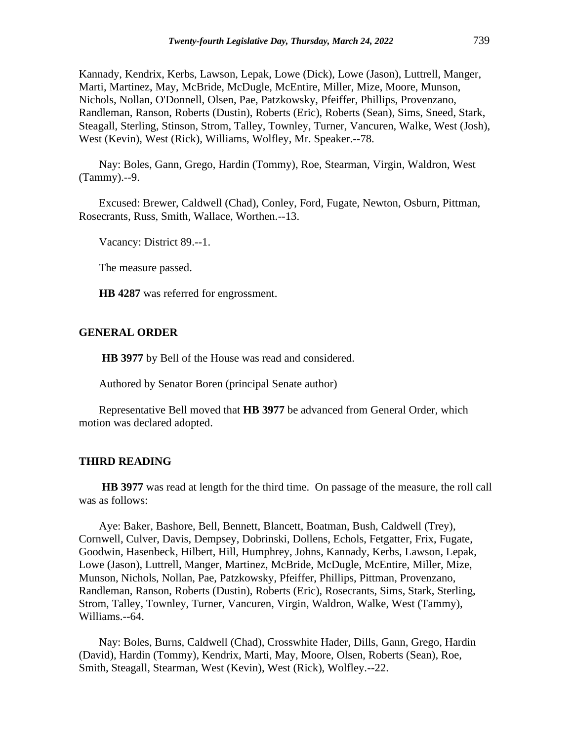Kannady, Kendrix, Kerbs, Lawson, Lepak, Lowe (Dick), Lowe (Jason), Luttrell, Manger, Marti, Martinez, May, McBride, McDugle, McEntire, Miller, Mize, Moore, Munson, Nichols, Nollan, O'Donnell, Olsen, Pae, Patzkowsky, Pfeiffer, Phillips, Provenzano, Randleman, Ranson, Roberts (Dustin), Roberts (Eric), Roberts (Sean), Sims, Sneed, Stark, Steagall, Sterling, Stinson, Strom, Talley, Townley, Turner, Vancuren, Walke, West (Josh), West (Kevin), West (Rick), Williams, Wolfley, Mr. Speaker.--78.

Nay: Boles, Gann, Grego, Hardin (Tommy), Roe, Stearman, Virgin, Waldron, West (Tammy).--9.

Excused: Brewer, Caldwell (Chad), Conley, Ford, Fugate, Newton, Osburn, Pittman, Rosecrants, Russ, Smith, Wallace, Worthen.--13.

Vacancy: District 89.--1.

The measure passed.

**HB 4287** was referred for engrossment.

## GENERAL ORDER

**HB 3977** by Bell of the House was read and considered.

Authored by Senator Boren (principal Senate author)

Representative Bell moved that **HB 3977** be advanced from General Order, which motion was declared adopted.

## THIRD READING

**HB 3977** was read at length for the third time. On passage of the measure, the roll call was as follows:

Aye: Baker, Bashore, Bell, Bennett, Blancett, Boatman, Bush, Caldwell (Trey), Cornwell, Culver, Davis, Dempsey, Dobrinski, Dollens, Echols, Fetgatter, Frix, Fugate, Goodwin, Hasenbeck, Hilbert, Hill, Humphrey, Johns, Kannady, Kerbs, Lawson, Lepak, Lowe (Jason), Luttrell, Manger, Martinez, McBride, McDugle, McEntire, Miller, Mize, Munson, Nichols, Nollan, Pae, Patzkowsky, Pfeiffer, Phillips, Pittman, Provenzano, Randleman, Ranson, Roberts (Dustin), Roberts (Eric), Rosecrants, Sims, Stark, Sterling, Strom, Talley, Townley, Turner, Vancuren, Virgin, Waldron, Walke, West (Tammy), Williams.--64.

Nay: Boles, Burns, Caldwell (Chad), Crosswhite Hader, Dills, Gann, Grego, Hardin (David), Hardin (Tommy), Kendrix, Marti, May, Moore, Olsen, Roberts (Sean), Roe, Smith, Steagall, Stearman, West (Kevin), West (Rick), Wolfley.--22.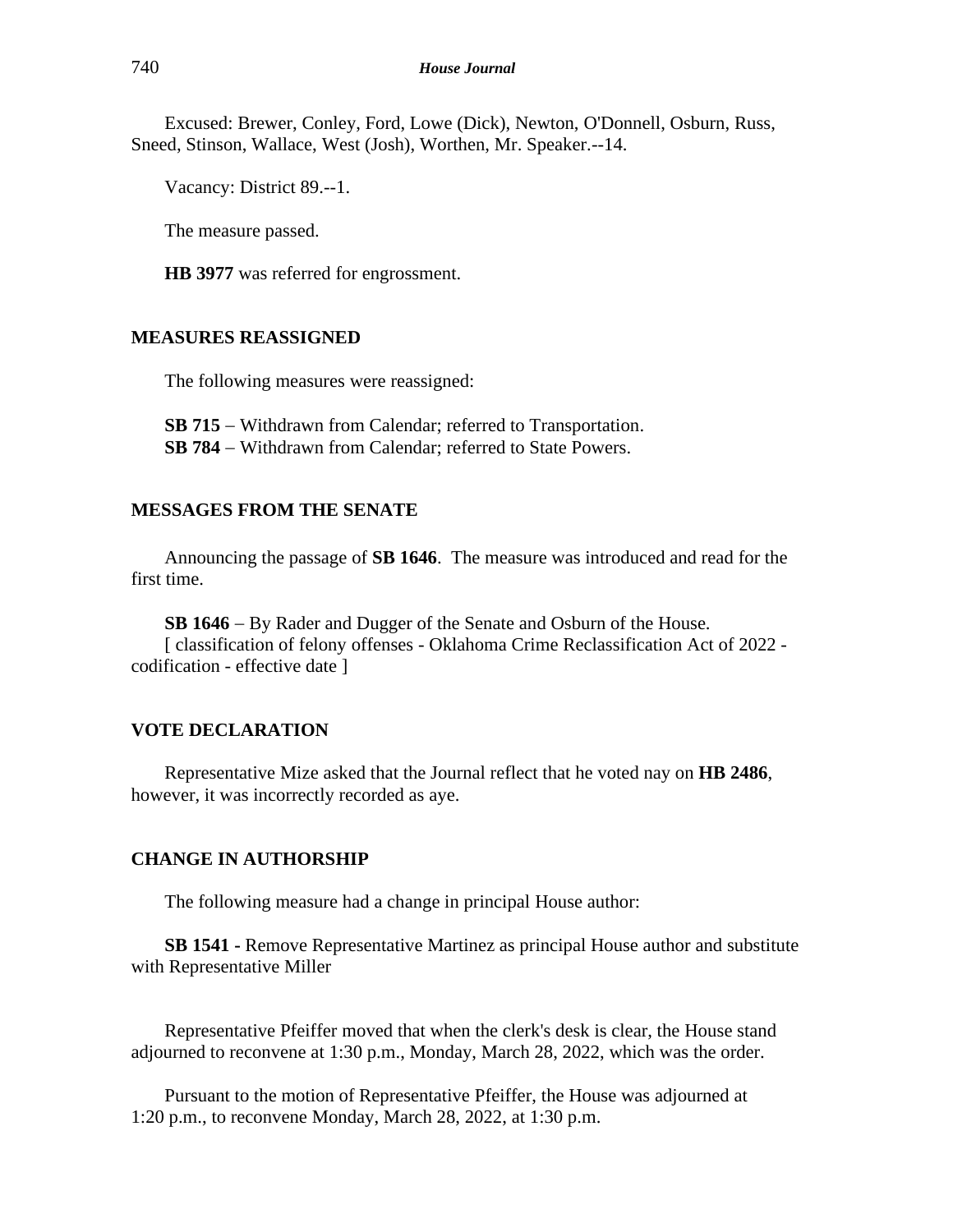Excused: Brewer, Conley, Ford, Lowe (Dick), Newton, O'Donnell, Osburn, Russ, Sneed, Stinson, Wallace, West (Josh), Worthen, Mr. Speaker.--14.

Vacancy: District 89.--1.

The measure passed.

**HB 3977** was referred for engrossment.

## MEASURES REASSIGNED

The following measures were reassigned:

**SB 715** – Withdrawn from Calendar; referred to Transportation.
**SB 784** – Withdrawn from Calendar; referred to State Powers.

## MESSAGES FROM THE SENATE

Announcing the passage of **SB 1646**. The measure was introduced and read for the first time.

**SB 1646** – By Rader and Dugger of the Senate and Osburn of the House.
[ classification of felony offenses - Oklahoma Crime Reclassification Act of 2022 - codification - effective date ]

## VOTE DECLARATION

Representative Mize asked that the Journal reflect that he voted nay on **HB 2486**, however, it was incorrectly recorded as aye.

## CHANGE IN AUTHORSHIP

The following measure had a change in principal House author:

**SB 1541 -** Remove Representative Martinez as principal House author and substitute with Representative Miller

Representative Pfeiffer moved that when the clerk's desk is clear, the House stand adjourned to reconvene at 1:30 p.m., Monday, March 28, 2022, which was the order.

Pursuant to the motion of Representative Pfeiffer, the House was adjourned at 1:20 p.m., to reconvene Monday, March 28, 2022, at 1:30 p.m.